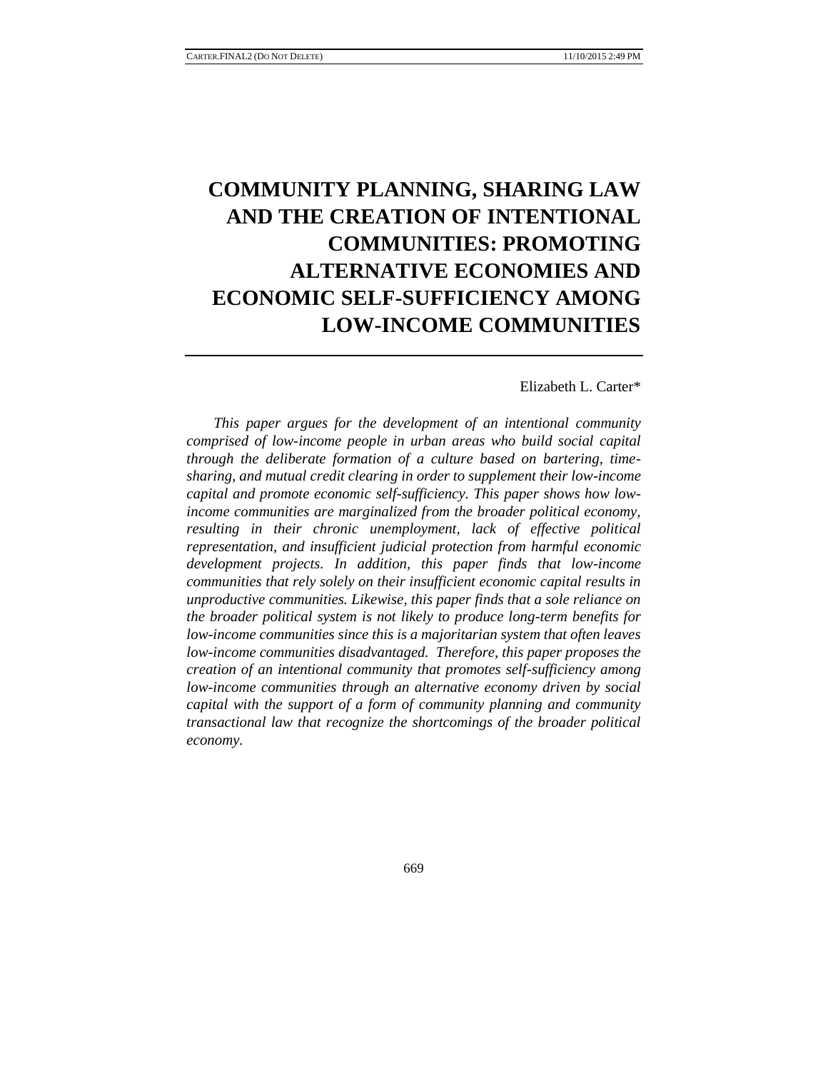# COMMUNITY PLANNING, SHARING LAW AND THE CREATION OF INTENTIONAL COMMUNITIES: PROMOTING ALTERNATIVE ECONOMIES AND ECONOMIC SELF-SUFFICIENCY AMONG LOW-INCOME COMMUNITIES

Elizabeth L. Carter*

*This paper argues for the development of an intentional community comprised of low-income people in urban areas who build social capital through the deliberate formation of a culture based on bartering, time-sharing, and mutual credit clearing in order to supplement their low-income capital and promote economic self-sufficiency. This paper shows how low-income communities are marginalized from the broader political economy, resulting in their chronic unemployment, lack of effective political representation, and insufficient judicial protection from harmful economic development projects. In addition, this paper finds that low-income communities that rely solely on their insufficient economic capital results in unproductive communities. Likewise, this paper finds that a sole reliance on the broader political system is not likely to produce long-term benefits for low-income communities since this is a majoritarian system that often leaves low-income communities disadvantaged. Therefore, this paper proposes the creation of an intentional community that promotes self-sufficiency among low-income communities through an alternative economy driven by social capital with the support of a form of community planning and community transactional law that recognize the shortcomings of the broader political economy.*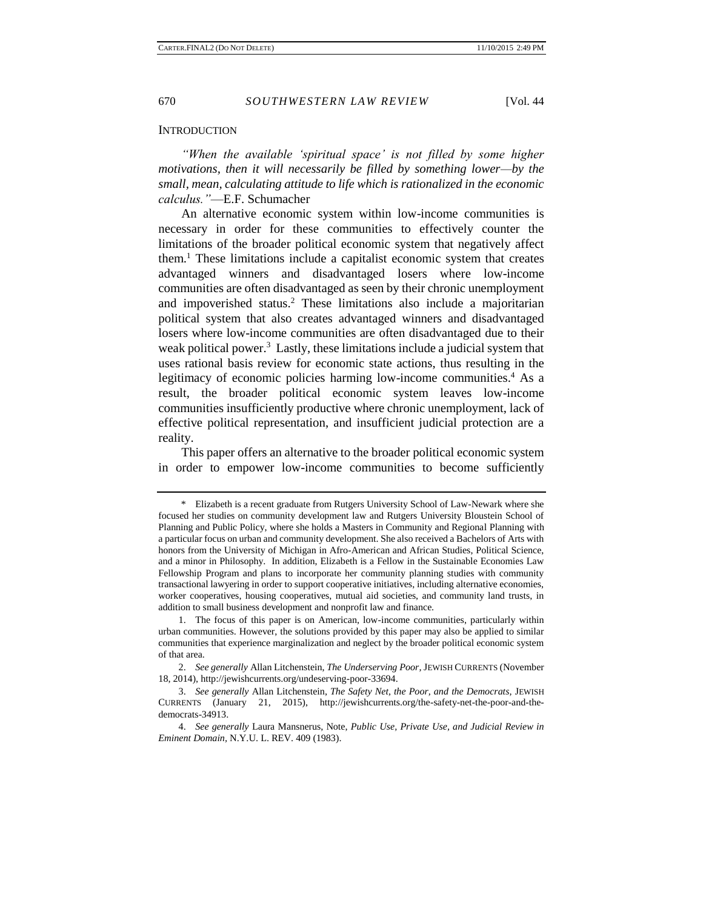## INTRODUCTION

*"When the available 'spiritual space' is not filled by some higher motivations, then it will necessarily be filled by something lower—by the small, mean, calculating attitude to life which is rationalized in the economic calculus."*—E.F. Schumacher

An alternative economic system within low-income communities is necessary in order for these communities to effectively counter the limitations of the broader political economic system that negatively affect them.[1] These limitations include a capitalist economic system that creates advantaged winners and disadvantaged losers where low-income communities are often disadvantaged as seen by their chronic unemployment and impoverished status.[2] These limitations also include a majoritarian political system that also creates advantaged winners and disadvantaged losers where low-income communities are often disadvantaged due to their weak political power.[3] Lastly, these limitations include a judicial system that uses rational basis review for economic state actions, thus resulting in the legitimacy of economic policies harming low-income communities.[4] As a result, the broader political economic system leaves low-income communities insufficiently productive where chronic unemployment, lack of effective political representation, and insufficient judicial protection are a reality.

This paper offers an alternative to the broader political economic system in order to empower low-income communities to become sufficiently

---

\* Elizabeth is a recent graduate from Rutgers University School of Law-Newark where she focused her studies on community development law and Rutgers University Bloustein School of Planning and Public Policy, where she holds a Masters in Community and Regional Planning with a particular focus on urban and community development. She also received a Bachelors of Arts with honors from the University of Michigan in Afro-American and African Studies, Political Science, and a minor in Philosophy. In addition, Elizabeth is a Fellow in the Sustainable Economies Law Fellowship Program and plans to incorporate her community planning studies with community transactional lawyering in order to support cooperative initiatives, including alternative economies, worker cooperatives, housing cooperatives, mutual aid societies, and community land trusts, in addition to small business development and nonprofit law and finance.

1. The focus of this paper is on American, low-income communities, particularly within urban communities. However, the solutions provided by this paper may also be applied to similar communities that experience marginalization and neglect by the broader political economic system of that area.

2. *See generally* Allan Litchenstein, *The Underserving Poor*, JEWISH CURRENTS (November 18, 2014), http://jewishcurrents.org/undeserving-poor-33694.

3. *See generally* Allan Litchenstein, *The Safety Net, the Poor, and the Democrats*, JEWISH CURRENTS (January 21, 2015), http://jewishcurrents.org/the-safety-net-the-poor-and-the-democrats-34913.

4. *See generally* Laura Mansnerus, Note, *Public Use, Private Use, and Judicial Review in Eminent Domain*, N.Y.U. L. REV. 409 (1983).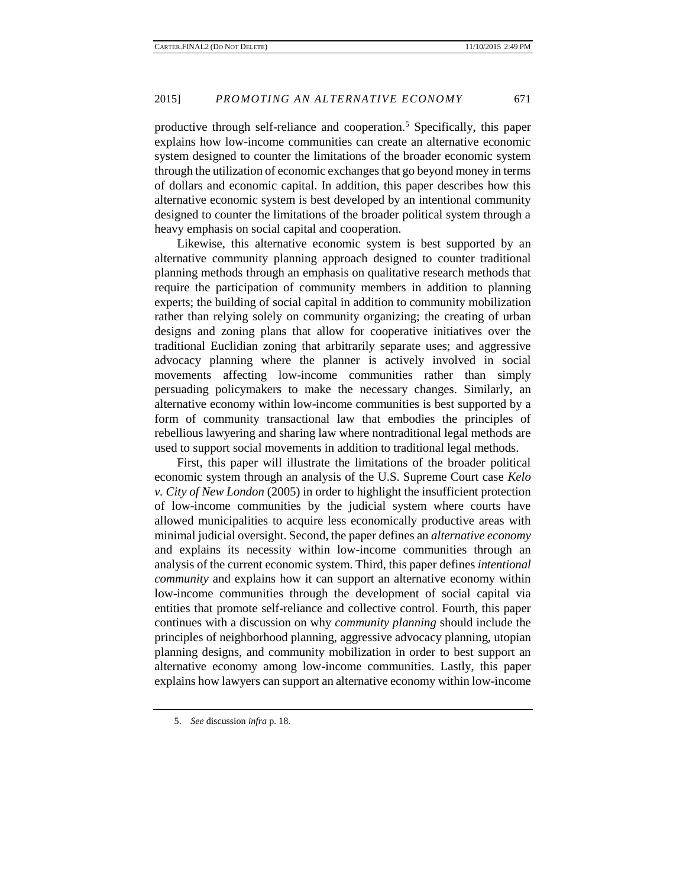productive through self-reliance and cooperation.[5] Specifically, this paper explains how low-income communities can create an alternative economic system designed to counter the limitations of the broader economic system through the utilization of economic exchanges that go beyond money in terms of dollars and economic capital. In addition, this paper describes how this alternative economic system is best developed by an intentional community designed to counter the limitations of the broader political system through a heavy emphasis on social capital and cooperation.

Likewise, this alternative economic system is best supported by an alternative community planning approach designed to counter traditional planning methods through an emphasis on qualitative research methods that require the participation of community members in addition to planning experts; the building of social capital in addition to community mobilization rather than relying solely on community organizing; the creating of urban designs and zoning plans that allow for cooperative initiatives over the traditional Euclidian zoning that arbitrarily separate uses; and aggressive advocacy planning where the planner is actively involved in social movements affecting low-income communities rather than simply persuading policymakers to make the necessary changes. Similarly, an alternative economy within low-income communities is best supported by a form of community transactional law that embodies the principles of rebellious lawyering and sharing law where nontraditional legal methods are used to support social movements in addition to traditional legal methods.

First, this paper will illustrate the limitations of the broader political economic system through an analysis of the U.S. Supreme Court case *Kelo v. City of New London* (2005) in order to highlight the insufficient protection of low-income communities by the judicial system where courts have allowed municipalities to acquire less economically productive areas with minimal judicial oversight. Second, the paper defines an *alternative economy* and explains its necessity within low-income communities through an analysis of the current economic system. Third, this paper defines *intentional community* and explains how it can support an alternative economy within low-income communities through the development of social capital via entities that promote self-reliance and collective control. Fourth, this paper continues with a discussion on why *community planning* should include the principles of neighborhood planning, aggressive advocacy planning, utopian planning designs, and community mobilization in order to best support an alternative economy among low-income communities. Lastly, this paper explains how lawyers can support an alternative economy within low-income

---

5. *See* discussion *infra* p. 18.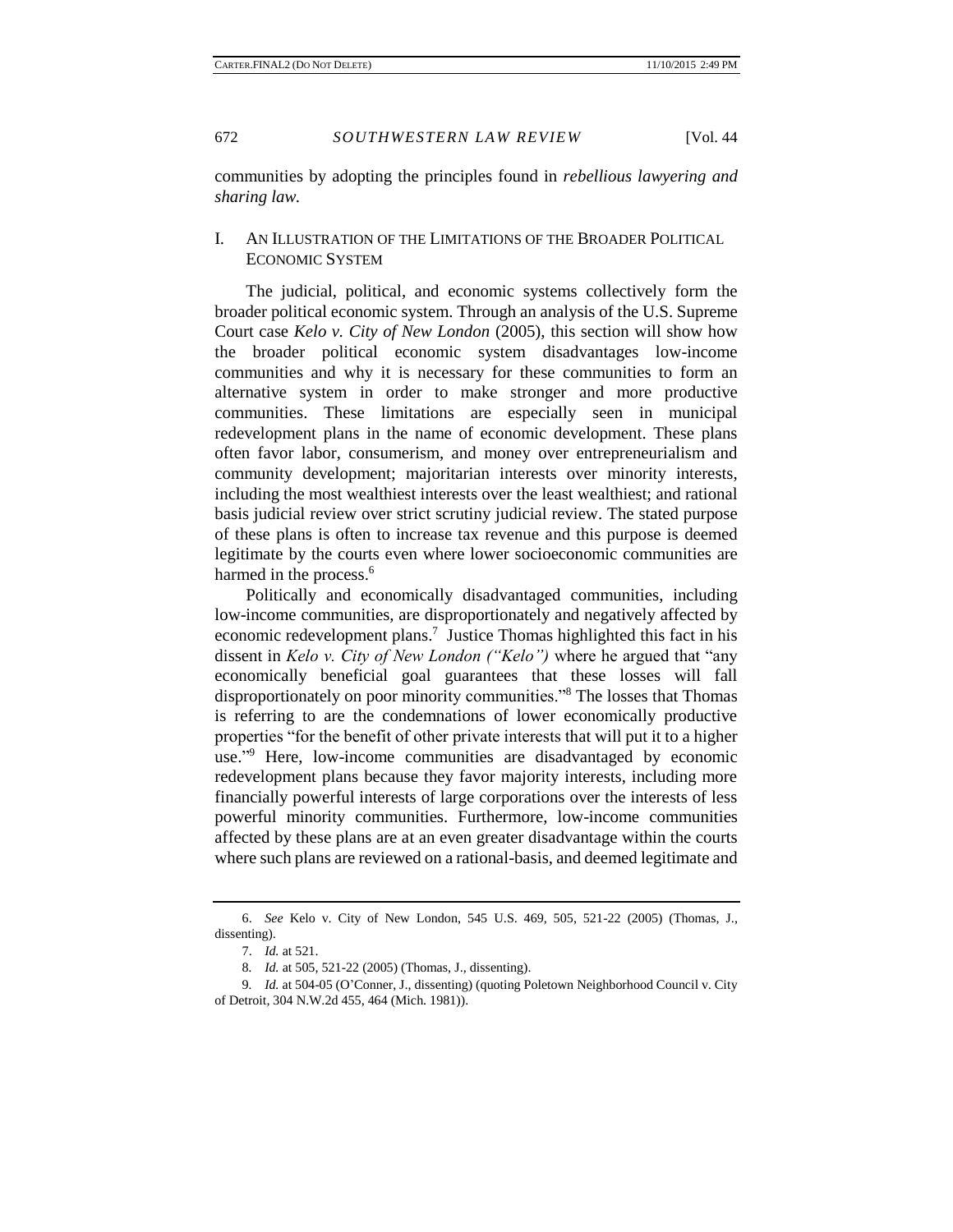communities by adopting the principles found in *rebellious lawyering and sharing law.*

## I. An Illustration of the Limitations of the Broader Political Economic System

The judicial, political, and economic systems collectively form the broader political economic system. Through an analysis of the U.S. Supreme Court case *Kelo v. City of New London* (2005), this section will show how the broader political economic system disadvantages low-income communities and why it is necessary for these communities to form an alternative system in order to make stronger and more productive communities. These limitations are especially seen in municipal redevelopment plans in the name of economic development. These plans often favor labor, consumerism, and money over entrepreneurialism and community development; majoritarian interests over minority interests, including the most wealthiest interests over the least wealthiest; and rational basis judicial review over strict scrutiny judicial review. The stated purpose of these plans is often to increase tax revenue and this purpose is deemed legitimate by the courts even where lower socioeconomic communities are harmed in the process.[6]

Politically and economically disadvantaged communities, including low-income communities, are disproportionately and negatively affected by economic redevelopment plans.[7] Justice Thomas highlighted this fact in his dissent in *Kelo v. City of New London ("Kelo")* where he argued that "any economically beneficial goal guarantees that these losses will fall disproportionately on poor minority communities."[8] The losses that Thomas is referring to are the condemnations of lower economically productive properties "for the benefit of other private interests that will put it to a higher use."[9] Here, low-income communities are disadvantaged by economic redevelopment plans because they favor majority interests, including more financially powerful interests of large corporations over the interests of less powerful minority communities. Furthermore, low-income communities affected by these plans are at an even greater disadvantage within the courts where such plans are reviewed on a rational-basis, and deemed legitimate and

---

6. *See* Kelo v. City of New London, 545 U.S. 469, 505, 521-22 (2005) (Thomas, J., dissenting).

7. *Id.* at 521.

8. *Id.* at 505, 521-22 (2005) (Thomas, J., dissenting).

9. *Id.* at 504-05 (O'Conner, J., dissenting) (quoting Poletown Neighborhood Council v. City of Detroit, 304 N.W.2d 455, 464 (Mich. 1981)).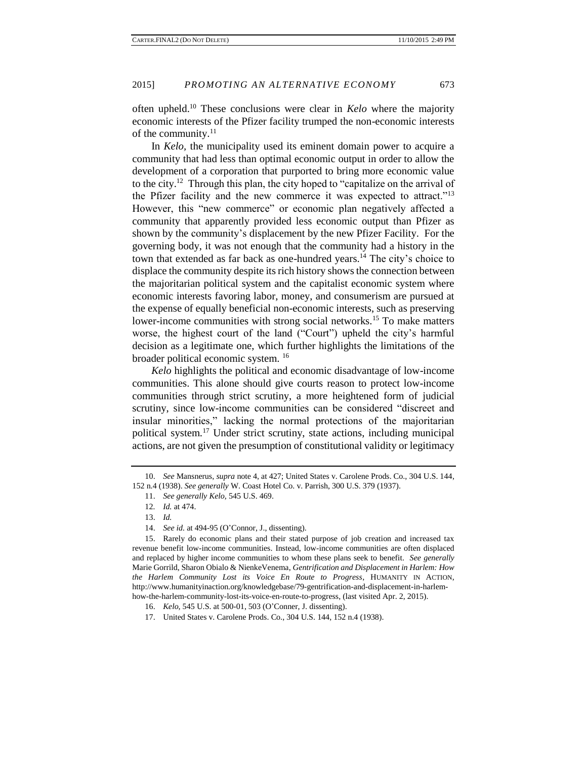often upheld.[10] These conclusions were clear in *Kelo* where the majority economic interests of the Pfizer facility trumped the non-economic interests of the community.[11]

In *Kelo*, the municipality used its eminent domain power to acquire a community that had less than optimal economic output in order to allow the development of a corporation that purported to bring more economic value to the city.[12] Through this plan, the city hoped to "capitalize on the arrival of the Pfizer facility and the new commerce it was expected to attract."[13] However, this "new commerce" or economic plan negatively affected a community that apparently provided less economic output than Pfizer as shown by the community's displacement by the new Pfizer Facility. For the governing body, it was not enough that the community had a history in the town that extended as far back as one-hundred years.[14] The city's choice to displace the community despite its rich history shows the connection between the majoritarian political system and the capitalist economic system where economic interests favoring labor, money, and consumerism are pursued at the expense of equally beneficial non-economic interests, such as preserving lower-income communities with strong social networks.[15] To make matters worse, the highest court of the land ("Court") upheld the city's harmful decision as a legitimate one, which further highlights the limitations of the broader political economic system. [16]

*Kelo* highlights the political and economic disadvantage of low-income communities. This alone should give courts reason to protect low-income communities through strict scrutiny, a more heightened form of judicial scrutiny, since low-income communities can be considered "discreet and insular minorities," lacking the normal protections of the majoritarian political system.[17] Under strict scrutiny, state actions, including municipal actions, are not given the presumption of constitutional validity or legitimacy

10. *See* Mansnerus, *supra* note 4, at 427; United States v. Carolene Prods. Co., 304 U.S. 144, 152 n.4 (1938). *See generally* W. Coast Hotel Co. v. Parrish, 300 U.S. 379 (1937).

11. *See generally Kelo*, 545 U.S. 469.

12. *Id.* at 474.

13. *Id.*

14. *See id.* at 494-95 (O'Connor, J., dissenting).

15. Rarely do economic plans and their stated purpose of job creation and increased tax revenue benefit low-income communities. Instead, low-income communities are often displaced and replaced by higher income communities to whom these plans seek to benefit. *See generally* Marie Gorrild, Sharon Obialo & NienkeVenema, *Gentrification and Displacement in Harlem: How the Harlem Community Lost its Voice En Route to Progress*, HUMANITY IN ACTION, http://www.humanityinaction.org/knowledgebase/79-gentrification-and-displacement-in-harlem-how-the-harlem-community-lost-its-voice-en-route-to-progress, (last visited Apr. 2, 2015).

16. *Kelo*, 545 U.S. at 500-01, 503 (O'Conner, J. dissenting).

17. United States v. Carolene Prods. Co., 304 U.S. 144, 152 n.4 (1938).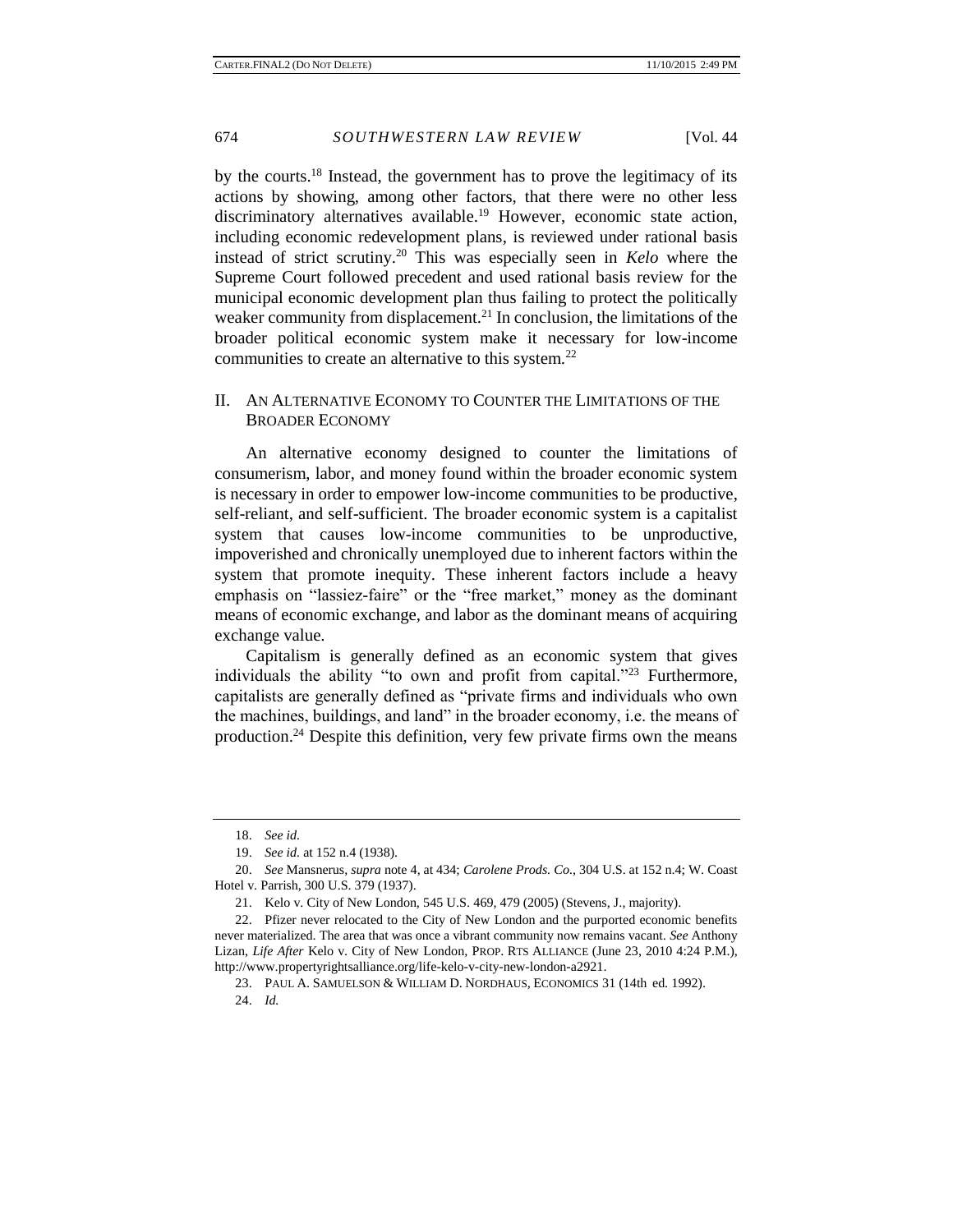by the courts.[18] Instead, the government has to prove the legitimacy of its actions by showing, among other factors, that there were no other less discriminatory alternatives available.[19] However, economic state action, including economic redevelopment plans, is reviewed under rational basis instead of strict scrutiny.[20] This was especially seen in *Kelo* where the Supreme Court followed precedent and used rational basis review for the municipal economic development plan thus failing to protect the politically weaker community from displacement.[21] In conclusion, the limitations of the broader political economic system make it necessary for low-income communities to create an alternative to this system.[22]

## II. AN ALTERNATIVE ECONOMY TO COUNTER THE LIMITATIONS OF THE BROADER ECONOMY

An alternative economy designed to counter the limitations of consumerism, labor, and money found within the broader economic system is necessary in order to empower low-income communities to be productive, self-reliant, and self-sufficient. The broader economic system is a capitalist system that causes low-income communities to be unproductive, impoverished and chronically unemployed due to inherent factors within the system that promote inequity. These inherent factors include a heavy emphasis on "lassiez-faire" or the "free market," money as the dominant means of economic exchange, and labor as the dominant means of acquiring exchange value.

Capitalism is generally defined as an economic system that gives individuals the ability "to own and profit from capital."[23] Furthermore, capitalists are generally defined as "private firms and individuals who own the machines, buildings, and land" in the broader economy, i.e. the means of production.[24] Despite this definition, very few private firms own the means

---

18. *See id.*

19. *See id.* at 152 n.4 (1938).

20. *See* Mansnerus, *supra* note 4, at 434; *Carolene Prods. Co.*, 304 U.S. at 152 n.4; W. Coast Hotel v. Parrish, 300 U.S. 379 (1937).

21. Kelo v. City of New London, 545 U.S. 469, 479 (2005) (Stevens, J., majority).

22. Pfizer never relocated to the City of New London and the purported economic benefits never materialized. The area that was once a vibrant community now remains vacant. *See* Anthony Lizan, *Life After* Kelo v. City of New London, PROP. RTS ALLIANCE (June 23, 2010 4:24 P.M.), http://www.propertyrightsalliance.org/life-kelo-v-city-new-london-a2921.

23. PAUL A. SAMUELSON & WILLIAM D. NORDHAUS, ECONOMICS 31 (14th ed. 1992).

24. *Id.*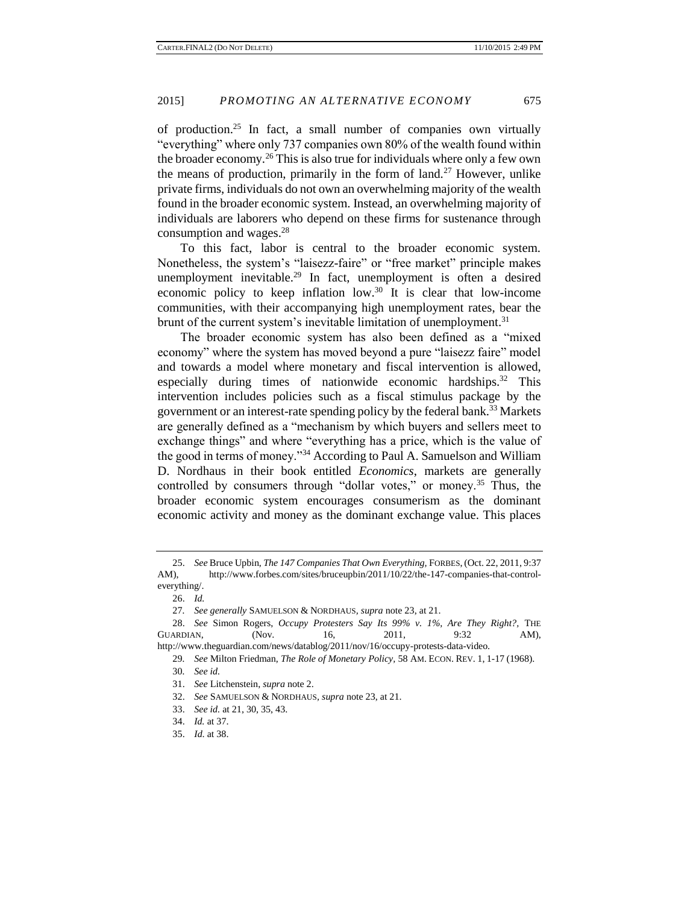of production.[25] In fact, a small number of companies own virtually "everything" where only 737 companies own 80% of the wealth found within the broader economy.[26] This is also true for individuals where only a few own the means of production, primarily in the form of land.[27] However, unlike private firms, individuals do not own an overwhelming majority of the wealth found in the broader economic system. Instead, an overwhelming majority of individuals are laborers who depend on these firms for sustenance through consumption and wages.[28]

To this fact, labor is central to the broader economic system. Nonetheless, the system's "laisezz-faire" or "free market" principle makes unemployment inevitable.[29] In fact, unemployment is often a desired economic policy to keep inflation low.[30] It is clear that low-income communities, with their accompanying high unemployment rates, bear the brunt of the current system's inevitable limitation of unemployment.[31]

The broader economic system has also been defined as a "mixed economy" where the system has moved beyond a pure "laisezz faire" model and towards a model where monetary and fiscal intervention is allowed, especially during times of nationwide economic hardships.[32] This intervention includes policies such as a fiscal stimulus package by the government or an interest-rate spending policy by the federal bank.[33] Markets are generally defined as a "mechanism by which buyers and sellers meet to exchange things" and where "everything has a price, which is the value of the good in terms of money."[34] According to Paul A. Samuelson and William D. Nordhaus in their book entitled *Economics*, markets are generally controlled by consumers through "dollar votes," or money.[35] Thus, the broader economic system encourages consumerism as the dominant economic activity and money as the dominant exchange value. This places

---

25. *See* Bruce Upbin, *The 147 Companies That Own Everything*, FORBES, (Oct. 22, 2011, 9:37 AM), http://www.forbes.com/sites/bruceupbin/2011/10/22/the-147-companies-that-control-everything/.

26. *Id.*

27. *See generally* SAMUELSON & NORDHAUS, *supra* note 23, at 21.

28. *See* Simon Rogers, *Occupy Protesters Say Its 99% v. 1%, Are They Right?*, THE GUARDIAN, (Nov. 16, 2011, 9:32 AM), http://www.theguardian.com/news/datablog/2011/nov/16/occupy-protests-data-video.

29. *See* Milton Friedman, *The Role of Monetary Policy*, 58 AM. ECON. REV. 1, 1-17 (1968).

30. *See id.*

31. *See* Litchenstein, *supra* note 2.

32. *See* SAMUELSON & NORDHAUS, *supra* note 23, at 21.

33. *See id.* at 21, 30, 35, 43.

34. *Id.* at 37.

35. *Id.* at 38.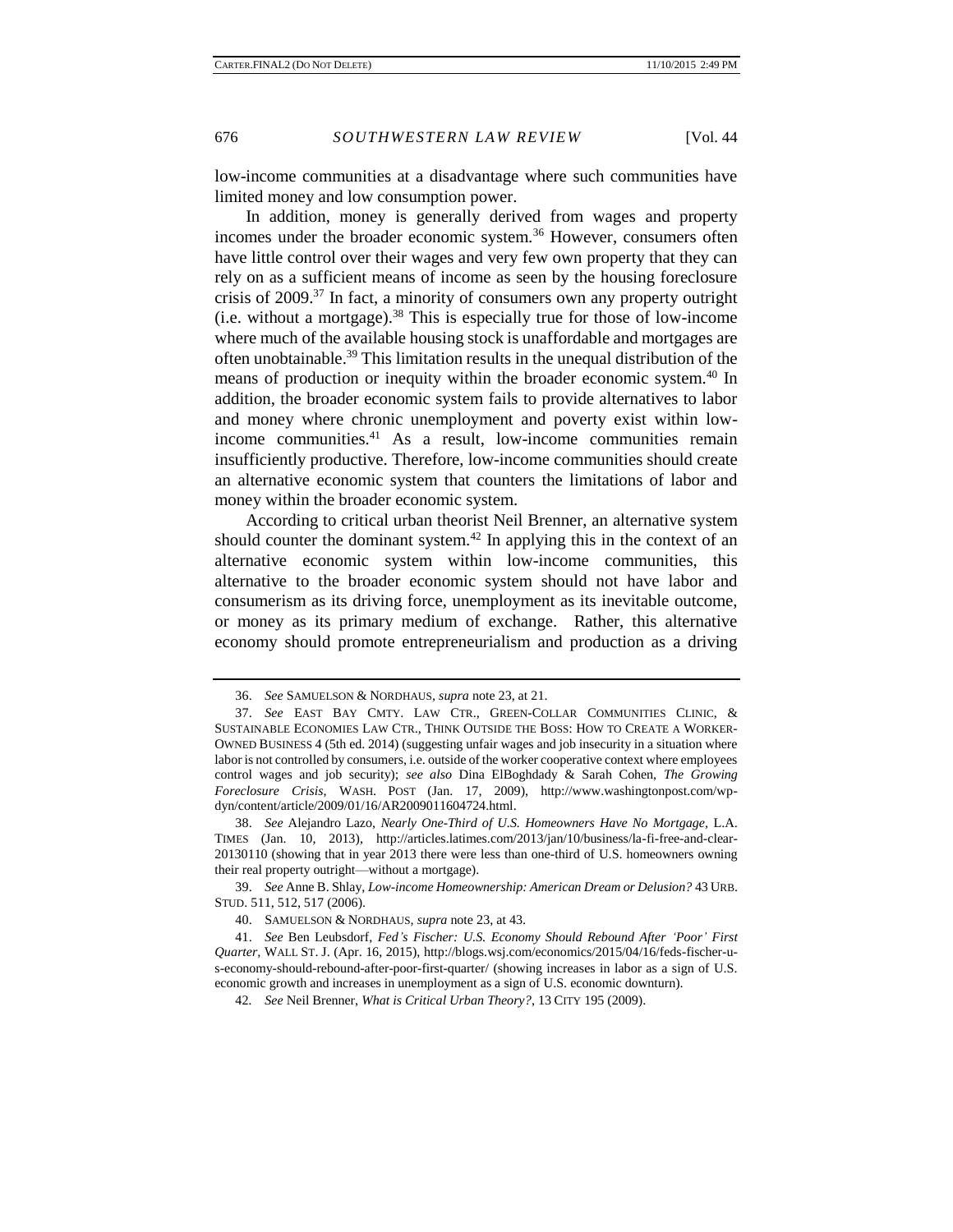low-income communities at a disadvantage where such communities have limited money and low consumption power.

In addition, money is generally derived from wages and property incomes under the broader economic system.[36] However, consumers often have little control over their wages and very few own property that they can rely on as a sufficient means of income as seen by the housing foreclosure crisis of 2009.[37] In fact, a minority of consumers own any property outright (i.e. without a mortgage).[38] This is especially true for those of low-income where much of the available housing stock is unaffordable and mortgages are often unobtainable.[39] This limitation results in the unequal distribution of the means of production or inequity within the broader economic system.[40] In addition, the broader economic system fails to provide alternatives to labor and money where chronic unemployment and poverty exist within low-income communities.[41] As a result, low-income communities remain insufficiently productive. Therefore, low-income communities should create an alternative economic system that counters the limitations of labor and money within the broader economic system.

According to critical urban theorist Neil Brenner, an alternative system should counter the dominant system.[42] In applying this in the context of an alternative economic system within low-income communities, this alternative to the broader economic system should not have labor and consumerism as its driving force, unemployment as its inevitable outcome, or money as its primary medium of exchange. Rather, this alternative economy should promote entrepreneurialism and production as a driving

---

36. *See* SAMUELSON & NORDHAUS, *supra* note 23, at 21.

37. *See* EAST BAY CMTY. LAW CTR., GREEN-COLLAR COMMUNITIES CLINIC, & SUSTAINABLE ECONOMIES LAW CTR., THINK OUTSIDE THE BOSS: HOW TO CREATE A WORKER-OWNED BUSINESS 4 (5th ed. 2014) (suggesting unfair wages and job insecurity in a situation where labor is not controlled by consumers, i.e. outside of the worker cooperative context where employees control wages and job security); *see also* Dina ElBoghdady & Sarah Cohen, *The Growing Foreclosure Crisis*, WASH. POST (Jan. 17, 2009), http://www.washingtonpost.com/wp-dyn/content/article/2009/01/16/AR2009011604724.html.

38. *See* Alejandro Lazo, *Nearly One-Third of U.S. Homeowners Have No Mortgage*, L.A. TIMES (Jan. 10, 2013), http://articles.latimes.com/2013/jan/10/business/la-fi-free-and-clear-20130110 (showing that in year 2013 there were less than one-third of U.S. homeowners owning their real property outright—without a mortgage).

39. *See* Anne B. Shlay, *Low-income Homeownership: American Dream or Delusion?* 43 URB. STUD. 511, 512, 517 (2006).

40. SAMUELSON & NORDHAUS, *supra* note 23, at 43.

41. *See* Ben Leubsdorf, *Fed's Fischer: U.S. Economy Should Rebound After 'Poor' First Quarter*, WALL ST. J. (Apr. 16, 2015), http://blogs.wsj.com/economics/2015/04/16/feds-fischer-u-s-economy-should-rebound-after-poor-first-quarter/ (showing increases in labor as a sign of U.S. economic growth and increases in unemployment as a sign of U.S. economic downturn).

42. *See* Neil Brenner, *What is Critical Urban Theory?*, 13 CITY 195 (2009).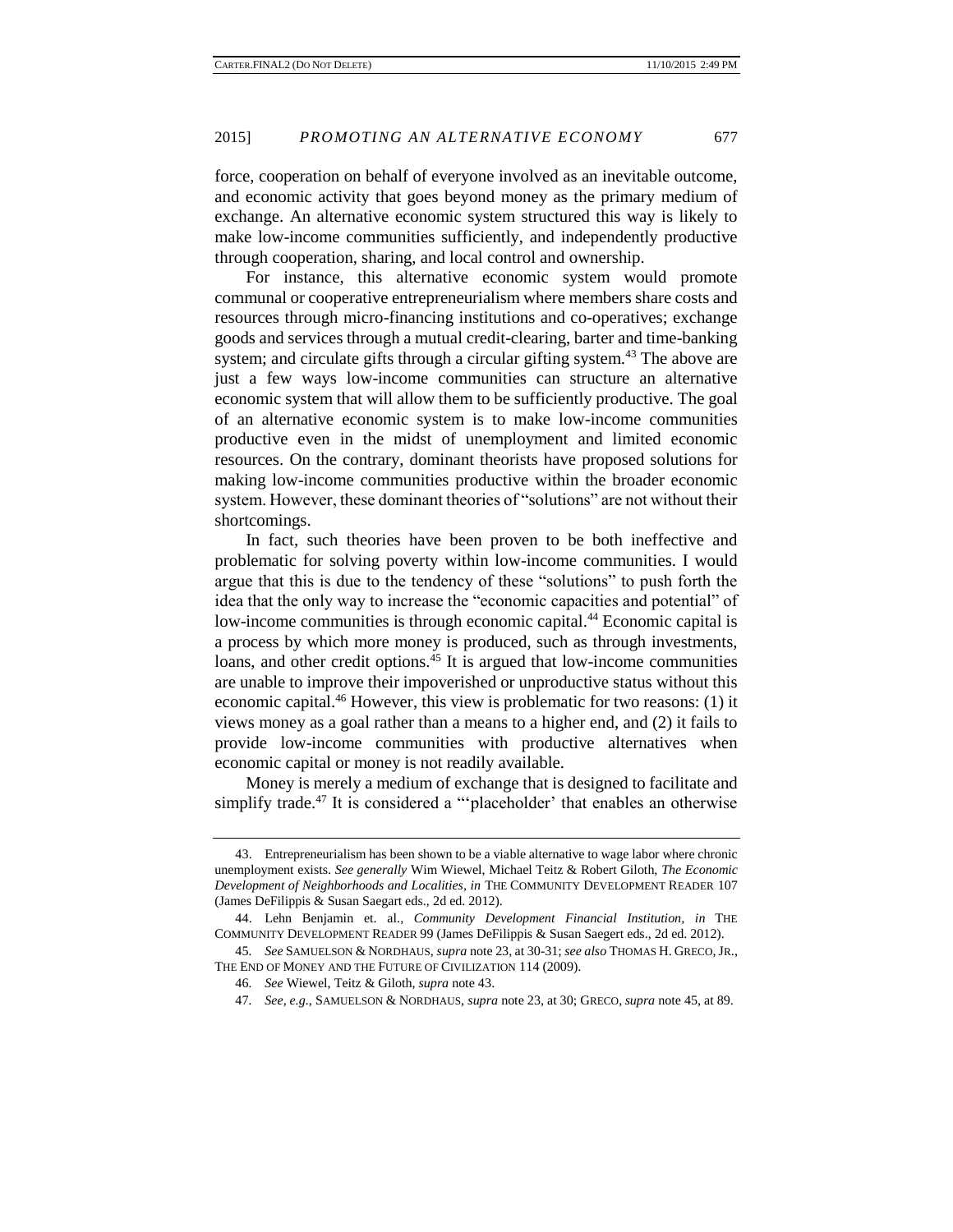force, cooperation on behalf of everyone involved as an inevitable outcome, and economic activity that goes beyond money as the primary medium of exchange. An alternative economic system structured this way is likely to make low-income communities sufficiently, and independently productive through cooperation, sharing, and local control and ownership.

For instance, this alternative economic system would promote communal or cooperative entrepreneurialism where members share costs and resources through micro-financing institutions and co-operatives; exchange goods and services through a mutual credit-clearing, barter and time-banking system; and circulate gifts through a circular gifting system.[43] The above are just a few ways low-income communities can structure an alternative economic system that will allow them to be sufficiently productive. The goal of an alternative economic system is to make low-income communities productive even in the midst of unemployment and limited economic resources. On the contrary, dominant theorists have proposed solutions for making low-income communities productive within the broader economic system. However, these dominant theories of "solutions" are not without their shortcomings.

In fact, such theories have been proven to be both ineffective and problematic for solving poverty within low-income communities. I would argue that this is due to the tendency of these "solutions" to push forth the idea that the only way to increase the "economic capacities and potential" of low-income communities is through economic capital.[44] Economic capital is a process by which more money is produced, such as through investments, loans, and other credit options.[45] It is argued that low-income communities are unable to improve their impoverished or unproductive status without this economic capital.[46] However, this view is problematic for two reasons: (1) it views money as a goal rather than a means to a higher end, and (2) it fails to provide low-income communities with productive alternatives when economic capital or money is not readily available.

Money is merely a medium of exchange that is designed to facilitate and simplify trade.[47] It is considered a "'placeholder' that enables an otherwise

---

43. Entrepreneurialism has been shown to be a viable alternative to wage labor where chronic unemployment exists. *See generally* Wim Wiewel, Michael Teitz & Robert Giloth, *The Economic Development of Neighborhoods and Localities*, *in* THE COMMUNITY DEVELOPMENT READER 107 (James DeFilippis & Susan Saegart eds., 2d ed. 2012).

44. Lehn Benjamin et. al., *Community Development Financial Institution*, *in* THE COMMUNITY DEVELOPMENT READER 99 (James DeFilippis & Susan Saegert eds., 2d ed. 2012).

45. *See* SAMUELSON & NORDHAUS, *supra* note 23, at 30-31; *see also* THOMAS H. GRECO, JR., THE END OF MONEY AND THE FUTURE OF CIVILIZATION 114 (2009).

46. *See* Wiewel, Teitz & Giloth, *supra* note 43.

47. *See, e.g.*, SAMUELSON & NORDHAUS, *supra* note 23, at 30; GRECO, *supra* note 45, at 89.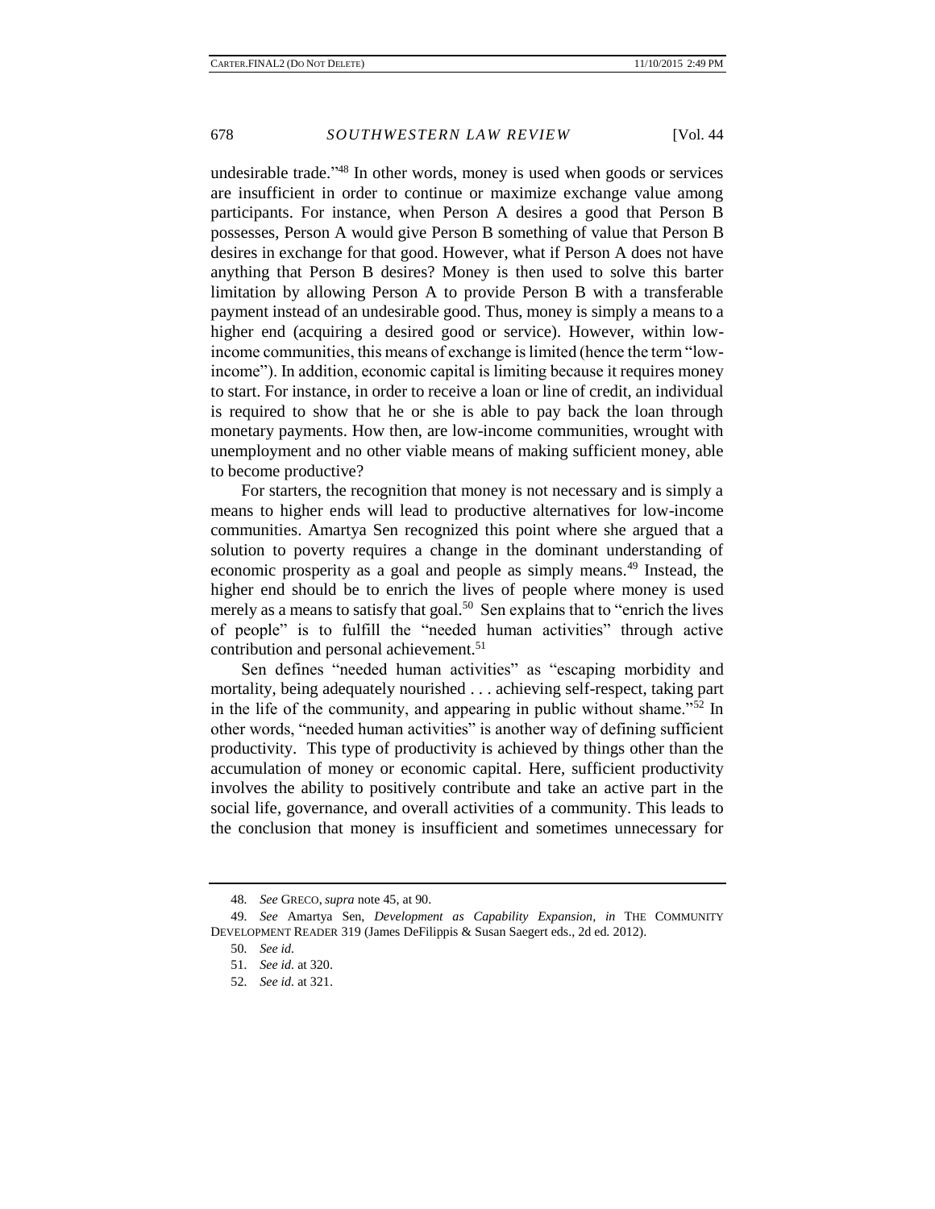undesirable trade."[48] In other words, money is used when goods or services are insufficient in order to continue or maximize exchange value among participants. For instance, when Person A desires a good that Person B possesses, Person A would give Person B something of value that Person B desires in exchange for that good. However, what if Person A does not have anything that Person B desires? Money is then used to solve this barter limitation by allowing Person A to provide Person B with a transferable payment instead of an undesirable good. Thus, money is simply a means to a higher end (acquiring a desired good or service). However, within low-income communities, this means of exchange is limited (hence the term "low-income"). In addition, economic capital is limiting because it requires money to start. For instance, in order to receive a loan or line of credit, an individual is required to show that he or she is able to pay back the loan through monetary payments. How then, are low-income communities, wrought with unemployment and no other viable means of making sufficient money, able to become productive?

For starters, the recognition that money is not necessary and is simply a means to higher ends will lead to productive alternatives for low-income communities. Amartya Sen recognized this point where she argued that a solution to poverty requires a change in the dominant understanding of economic prosperity as a goal and people as simply means.[49] Instead, the higher end should be to enrich the lives of people where money is used merely as a means to satisfy that goal.[50] Sen explains that to "enrich the lives of people" is to fulfill the "needed human activities" through active contribution and personal achievement.[51]

Sen defines "needed human activities" as "escaping morbidity and mortality, being adequately nourished . . . achieving self-respect, taking part in the life of the community, and appearing in public without shame."[52] In other words, "needed human activities" is another way of defining sufficient productivity. This type of productivity is achieved by things other than the accumulation of money or economic capital. Here, sufficient productivity involves the ability to positively contribute and take an active part in the social life, governance, and overall activities of a community. This leads to the conclusion that money is insufficient and sometimes unnecessary for

---

48. *See* GRECO, *supra* note 45, at 90.

49. *See* Amartya Sen, *Development as Capability Expansion*, *in* THE COMMUNITY DEVELOPMENT READER 319 (James DeFilippis & Susan Saegert eds., 2d ed. 2012).

50. *See id.*

51. *See id.* at 320.

52. *See id.* at 321.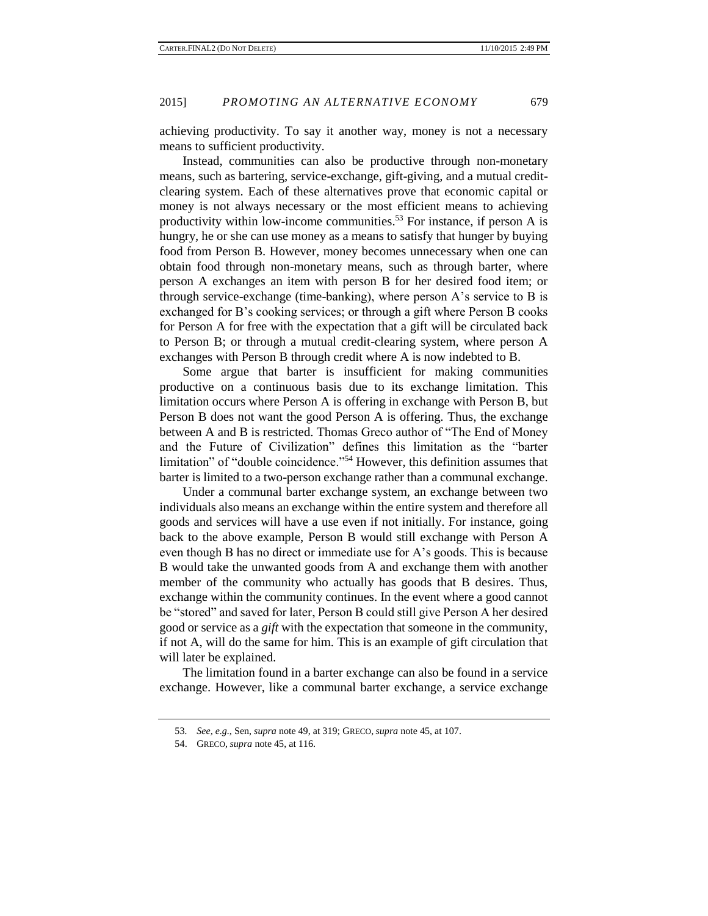achieving productivity. To say it another way, money is not a necessary means to sufficient productivity.

Instead, communities can also be productive through non-monetary means, such as bartering, service-exchange, gift-giving, and a mutual credit-clearing system. Each of these alternatives prove that economic capital or money is not always necessary or the most efficient means to achieving productivity within low-income communities.[53] For instance, if person A is hungry, he or she can use money as a means to satisfy that hunger by buying food from Person B. However, money becomes unnecessary when one can obtain food through non-monetary means, such as through barter, where person A exchanges an item with person B for her desired food item; or through service-exchange (time-banking), where person A's service to B is exchanged for B's cooking services; or through a gift where Person B cooks for Person A for free with the expectation that a gift will be circulated back to Person B; or through a mutual credit-clearing system, where person A exchanges with Person B through credit where A is now indebted to B.

Some argue that barter is insufficient for making communities productive on a continuous basis due to its exchange limitation. This limitation occurs where Person A is offering in exchange with Person B, but Person B does not want the good Person A is offering. Thus, the exchange between A and B is restricted. Thomas Greco author of "The End of Money and the Future of Civilization" defines this limitation as the "barter limitation" of "double coincidence."[54] However, this definition assumes that barter is limited to a two-person exchange rather than a communal exchange.

Under a communal barter exchange system, an exchange between two individuals also means an exchange within the entire system and therefore all goods and services will have a use even if not initially. For instance, going back to the above example, Person B would still exchange with Person A even though B has no direct or immediate use for A's goods. This is because B would take the unwanted goods from A and exchange them with another member of the community who actually has goods that B desires. Thus, exchange within the community continues. In the event where a good cannot be "stored" and saved for later, Person B could still give Person A her desired good or service as a *gift* with the expectation that someone in the community, if not A, will do the same for him. This is an example of gift circulation that will later be explained.

The limitation found in a barter exchange can also be found in a service exchange. However, like a communal barter exchange, a service exchange

---

53. *See, e.g.*, Sen, *supra* note 49, at 319; GRECO, *supra* note 45, at 107.

54. GRECO, *supra* note 45, at 116.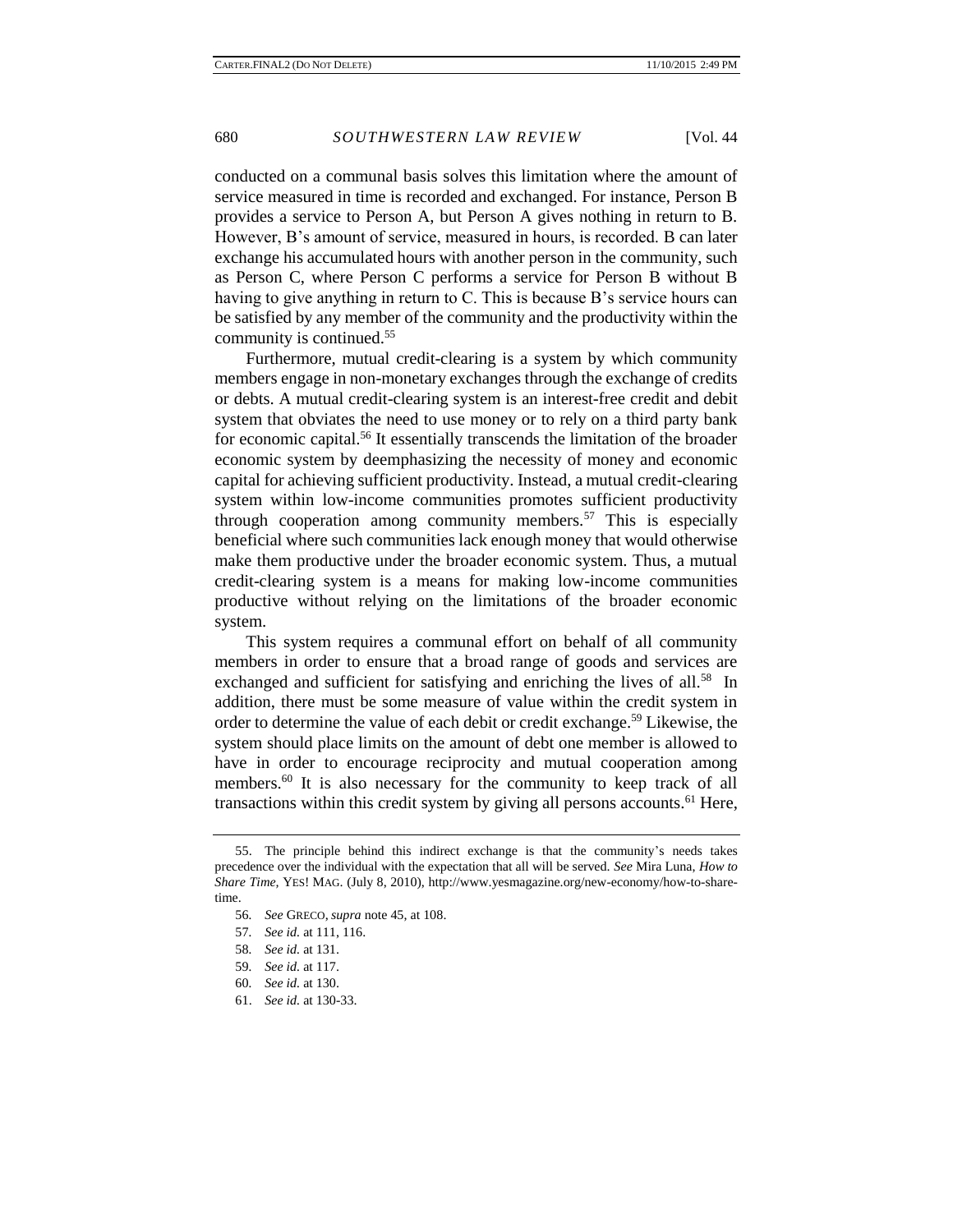conducted on a communal basis solves this limitation where the amount of service measured in time is recorded and exchanged. For instance, Person B provides a service to Person A, but Person A gives nothing in return to B. However, B's amount of service, measured in hours, is recorded. B can later exchange his accumulated hours with another person in the community, such as Person C, where Person C performs a service for Person B without B having to give anything in return to C. This is because B's service hours can be satisfied by any member of the community and the productivity within the community is continued.[55]

Furthermore, mutual credit-clearing is a system by which community members engage in non-monetary exchanges through the exchange of credits or debts. A mutual credit-clearing system is an interest-free credit and debit system that obviates the need to use money or to rely on a third party bank for economic capital.[56] It essentially transcends the limitation of the broader economic system by deemphasizing the necessity of money and economic capital for achieving sufficient productivity. Instead, a mutual credit-clearing system within low-income communities promotes sufficient productivity through cooperation among community members.[57] This is especially beneficial where such communities lack enough money that would otherwise make them productive under the broader economic system. Thus, a mutual credit-clearing system is a means for making low-income communities productive without relying on the limitations of the broader economic system.

This system requires a communal effort on behalf of all community members in order to ensure that a broad range of goods and services are exchanged and sufficient for satisfying and enriching the lives of all.[58] In addition, there must be some measure of value within the credit system in order to determine the value of each debit or credit exchange.[59] Likewise, the system should place limits on the amount of debt one member is allowed to have in order to encourage reciprocity and mutual cooperation among members.[60] It is also necessary for the community to keep track of all transactions within this credit system by giving all persons accounts.[61] Here,

---

55. The principle behind this indirect exchange is that the community's needs takes precedence over the individual with the expectation that all will be served. *See* Mira Luna, *How to Share Time*, YES! MAG. (July 8, 2010), http://www.yesmagazine.org/new-economy/how-to-share-time.

56. *See* GRECO, *supra* note 45, at 108.

57. *See id.* at 111, 116.

58. *See id.* at 131.

59. *See id.* at 117.

60. *See id.* at 130.

61. *See id.* at 130-33.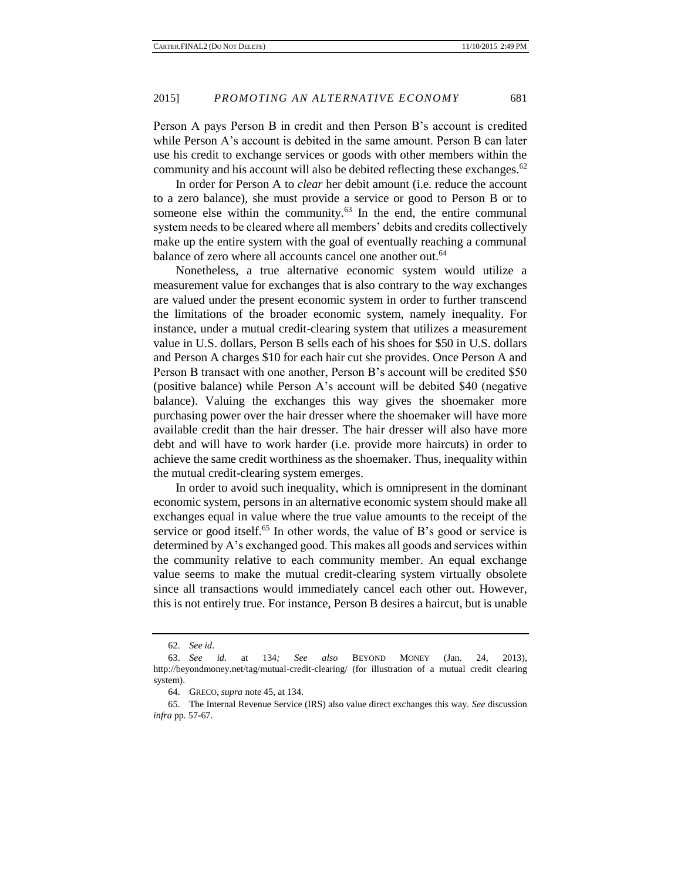Person A pays Person B in credit and then Person B's account is credited while Person A's account is debited in the same amount. Person B can later use his credit to exchange services or goods with other members within the community and his account will also be debited reflecting these exchanges.[62]

In order for Person A to *clear* her debit amount (i.e. reduce the account to a zero balance), she must provide a service or good to Person B or to someone else within the community.[63] In the end, the entire communal system needs to be cleared where all members' debits and credits collectively make up the entire system with the goal of eventually reaching a communal balance of zero where all accounts cancel one another out.[64]

Nonetheless, a true alternative economic system would utilize a measurement value for exchanges that is also contrary to the way exchanges are valued under the present economic system in order to further transcend the limitations of the broader economic system, namely inequality. For instance, under a mutual credit-clearing system that utilizes a measurement value in U.S. dollars, Person B sells each of his shoes for \$50 in U.S. dollars and Person A charges \$10 for each hair cut she provides. Once Person A and Person B transact with one another, Person B's account will be credited \$50 (positive balance) while Person A's account will be debited \$40 (negative balance). Valuing the exchanges this way gives the shoemaker more purchasing power over the hair dresser where the shoemaker will have more available credit than the hair dresser. The hair dresser will also have more debt and will have to work harder (i.e. provide more haircuts) in order to achieve the same credit worthiness as the shoemaker. Thus, inequality within the mutual credit-clearing system emerges.

In order to avoid such inequality, which is omnipresent in the dominant economic system, persons in an alternative economic system should make all exchanges equal in value where the true value amounts to the receipt of the service or good itself.[65] In other words, the value of B's good or service is determined by A's exchanged good. This makes all goods and services within the community relative to each community member. An equal exchange value seems to make the mutual credit-clearing system virtually obsolete since all transactions would immediately cancel each other out. However, this is not entirely true. For instance, Person B desires a haircut, but is unable

---

62. *See id*.

63. *See id.* at 134*; See also* BEYOND MONEY (Jan. 24, 2013), http://beyondmoney.net/tag/mutual-credit-clearing/ (for illustration of a mutual credit clearing system).

64. GRECO, *supra* note 45, at 134.

65. The Internal Revenue Service (IRS) also value direct exchanges this way. *See* discussion *infra* pp. 57-67.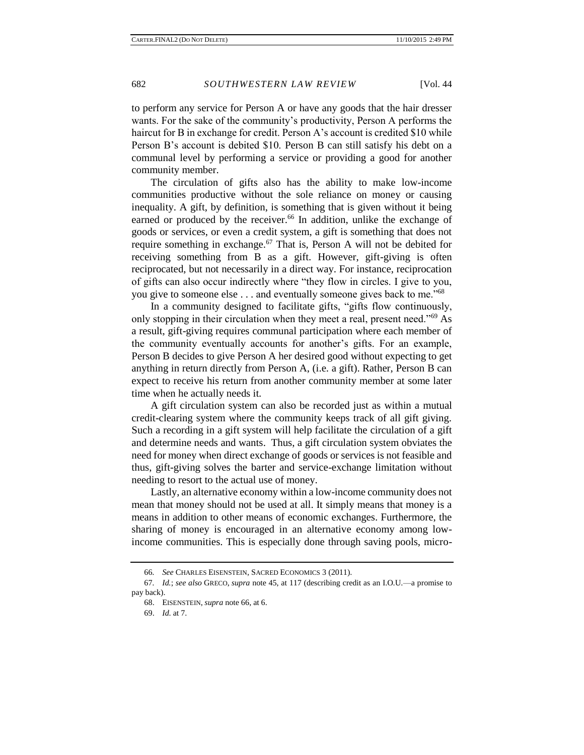to perform any service for Person A or have any goods that the hair dresser wants. For the sake of the community's productivity, Person A performs the haircut for B in exchange for credit. Person A's account is credited $10 while Person B's account is debited $10. Person B can still satisfy his debt on a communal level by performing a service or providing a good for another community member.

The circulation of gifts also has the ability to make low-income communities productive without the sole reliance on money or causing inequality. A gift, by definition, is something that is given without it being earned or produced by the receiver.[66] In addition, unlike the exchange of goods or services, or even a credit system, a gift is something that does not require something in exchange.[67] That is, Person A will not be debited for receiving something from B as a gift. However, gift-giving is often reciprocated, but not necessarily in a direct way. For instance, reciprocation of gifts can also occur indirectly where "they flow in circles. I give to you, you give to someone else . . . and eventually someone gives back to me."[68]

In a community designed to facilitate gifts, "gifts flow continuously, only stopping in their circulation when they meet a real, present need."[69] As a result, gift-giving requires communal participation where each member of the community eventually accounts for another's gifts. For an example, Person B decides to give Person A her desired good without expecting to get anything in return directly from Person A, (i.e. a gift). Rather, Person B can expect to receive his return from another community member at some later time when he actually needs it.

A gift circulation system can also be recorded just as within a mutual credit-clearing system where the community keeps track of all gift giving. Such a recording in a gift system will help facilitate the circulation of a gift and determine needs and wants. Thus, a gift circulation system obviates the need for money when direct exchange of goods or services is not feasible and thus, gift-giving solves the barter and service-exchange limitation without needing to resort to the actual use of money.

Lastly, an alternative economy within a low-income community does not mean that money should not be used at all. It simply means that money is a means in addition to other means of economic exchanges. Furthermore, the sharing of money is encouraged in an alternative economy among low-income communities. This is especially done through saving pools, micro-

---

66. *See* CHARLES EISENSTEIN, SACRED ECONOMICS 3 (2011).

67. *Id.*; *see also* GRECO, *supra* note 45, at 117 (describing credit as an I.O.U.—a promise to pay back).

68. EISENSTEIN, *supra* note 66, at 6.

69. *Id.* at 7.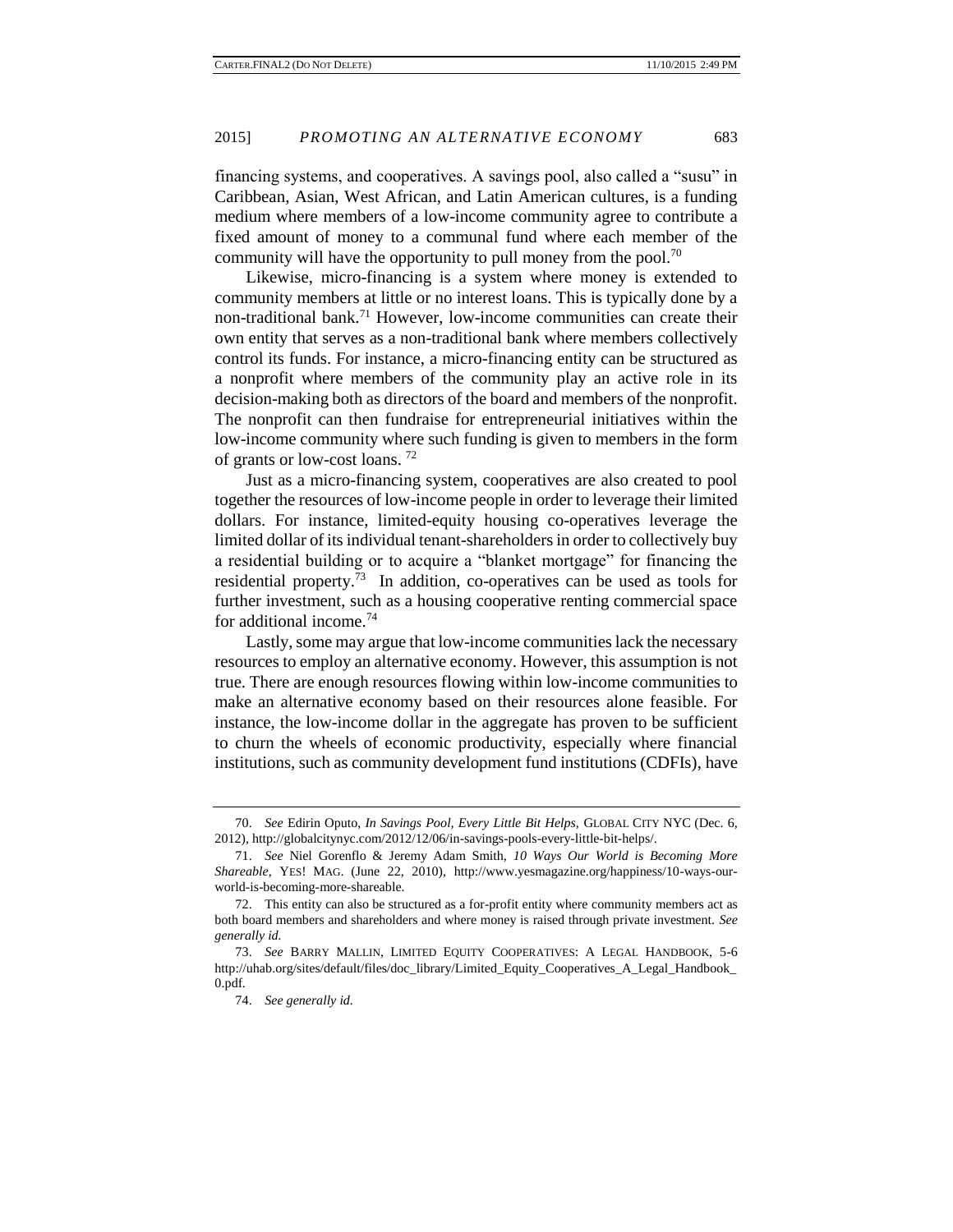financing systems, and cooperatives. A savings pool, also called a "susu" in Caribbean, Asian, West African, and Latin American cultures, is a funding medium where members of a low-income community agree to contribute a fixed amount of money to a communal fund where each member of the community will have the opportunity to pull money from the pool.[70]

Likewise, micro-financing is a system where money is extended to community members at little or no interest loans. This is typically done by a non-traditional bank.[71] However, low-income communities can create their own entity that serves as a non-traditional bank where members collectively control its funds. For instance, a micro-financing entity can be structured as a nonprofit where members of the community play an active role in its decision-making both as directors of the board and members of the nonprofit. The nonprofit can then fundraise for entrepreneurial initiatives within the low-income community where such funding is given to members in the form of grants or low-cost loans. [72]

Just as a micro-financing system, cooperatives are also created to pool together the resources of low-income people in order to leverage their limited dollars. For instance, limited-equity housing co-operatives leverage the limited dollar of its individual tenant-shareholders in order to collectively buy a residential building or to acquire a "blanket mortgage" for financing the residential property.[73] In addition, co-operatives can be used as tools for further investment, such as a housing cooperative renting commercial space for additional income.[74]

Lastly, some may argue that low-income communities lack the necessary resources to employ an alternative economy. However, this assumption is not true. There are enough resources flowing within low-income communities to make an alternative economy based on their resources alone feasible. For instance, the low-income dollar in the aggregate has proven to be sufficient to churn the wheels of economic productivity, especially where financial institutions, such as community development fund institutions (CDFIs), have

---

70. *See* Edirin Oputo, *In Savings Pool, Every Little Bit Helps*, GLOBAL CITY NYC (Dec. 6, 2012), http://globalcitynyc.com/2012/12/06/in-savings-pools-every-little-bit-helps/.

71. *See* Niel Gorenflo & Jeremy Adam Smith, *10 Ways Our World is Becoming More Shareable*, YES! MAG. (June 22, 2010), http://www.yesmagazine.org/happiness/10-ways-our-world-is-becoming-more-shareable.

72. This entity can also be structured as a for-profit entity where community members act as both board members and shareholders and where money is raised through private investment. *See generally id.*

73. *See* BARRY MALLIN, LIMITED EQUITY COOPERATIVES: A LEGAL HANDBOOK, 5-6 http://uhab.org/sites/default/files/doc_library/Limited_Equity_Cooperatives_A_Legal_Handbook_0.pdf.

74. *See generally id.*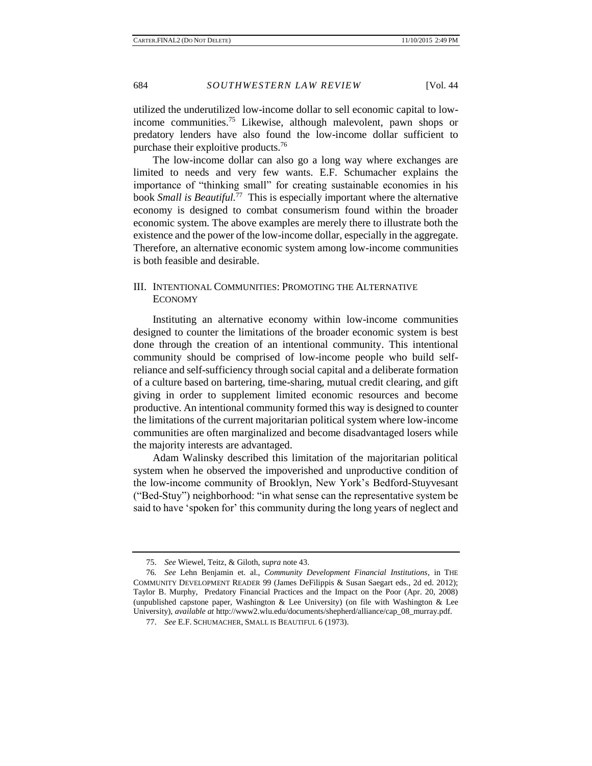utilized the underutilized low-income dollar to sell economic capital to low-income communities.[75] Likewise, although malevolent, pawn shops or predatory lenders have also found the low-income dollar sufficient to purchase their exploitive products.[76]

The low-income dollar can also go a long way where exchanges are limited to needs and very few wants. E.F. Schumacher explains the importance of "thinking small" for creating sustainable economies in his book *Small is Beautiful*.[77] This is especially important where the alternative economy is designed to combat consumerism found within the broader economic system. The above examples are merely there to illustrate both the existence and the power of the low-income dollar, especially in the aggregate. Therefore, an alternative economic system among low-income communities is both feasible and desirable.

## III. Intentional Communities: Promoting the Alternative Economy

Instituting an alternative economy within low-income communities designed to counter the limitations of the broader economic system is best done through the creation of an intentional community. This intentional community should be comprised of low-income people who build self-reliance and self-sufficiency through social capital and a deliberate formation of a culture based on bartering, time-sharing, mutual credit clearing, and gift giving in order to supplement limited economic resources and become productive. An intentional community formed this way is designed to counter the limitations of the current majoritarian political system where low-income communities are often marginalized and become disadvantaged losers while the majority interests are advantaged.

Adam Walinsky described this limitation of the majoritarian political system when he observed the impoverished and unproductive condition of the low-income community of Brooklyn, New York's Bedford-Stuyvesant ("Bed-Stuy") neighborhood: "in what sense can the representative system be said to have 'spoken for' this community during the long years of neglect and

---

75. *See* Wiewel, Teitz, & Giloth, *supra* note 43.

76. *See* Lehn Benjamin et. al., *Community Development Financial Institutions*, in THE COMMUNITY DEVELOPMENT READER 99 (James DeFilippis & Susan Saegart eds., 2d ed. 2012); Taylor B. Murphy, Predatory Financial Practices and the Impact on the Poor (Apr. 20, 2008) (unpublished capstone paper, Washington & Lee University) (on file with Washington & Lee University), *available at* http://www2.wlu.edu/documents/shepherd/alliance/cap_08_murray.pdf.

77. *See* E.F. SCHUMACHER, SMALL IS BEAUTIFUL 6 (1973).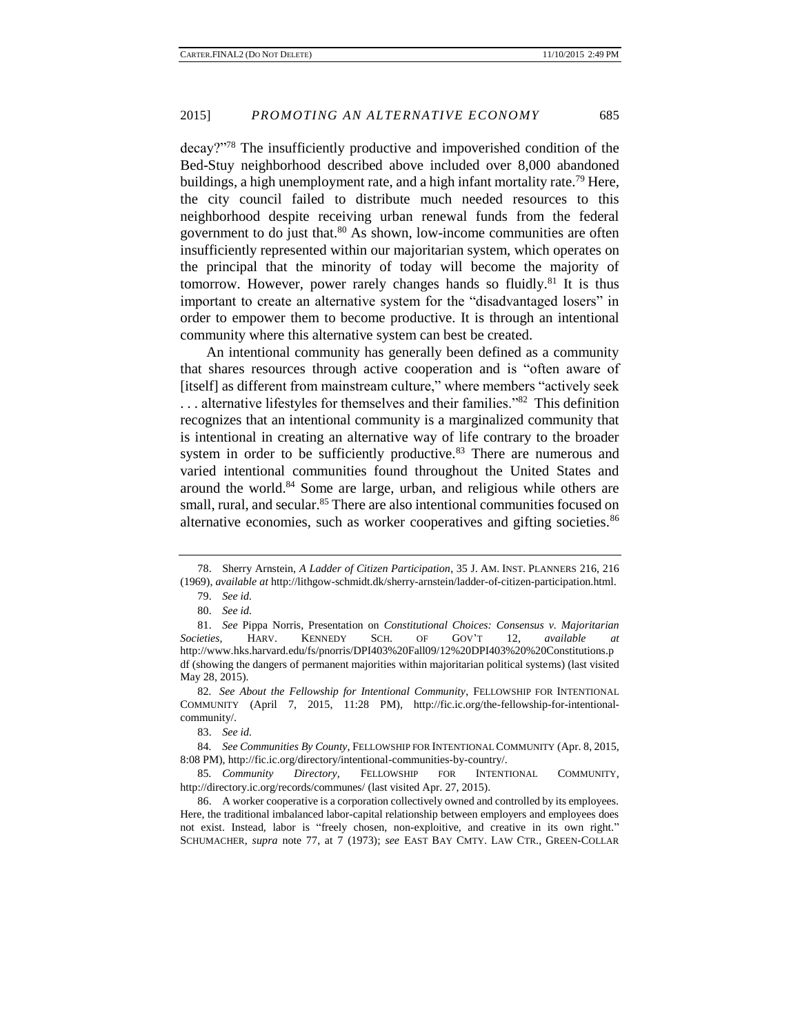decay?"[78] The insufficiently productive and impoverished condition of the Bed-Stuy neighborhood described above included over 8,000 abandoned buildings, a high unemployment rate, and a high infant mortality rate.[79] Here, the city council failed to distribute much needed resources to this neighborhood despite receiving urban renewal funds from the federal government to do just that.[80] As shown, low-income communities are often insufficiently represented within our majoritarian system, which operates on the principal that the minority of today will become the majority of tomorrow. However, power rarely changes hands so fluidly.[81] It is thus important to create an alternative system for the "disadvantaged losers" in order to empower them to become productive. It is through an intentional community where this alternative system can best be created.

An intentional community has generally been defined as a community that shares resources through active cooperation and is "often aware of [itself] as different from mainstream culture," where members "actively seek . . . alternative lifestyles for themselves and their families."[82] This definition recognizes that an intentional community is a marginalized community that is intentional in creating an alternative way of life contrary to the broader system in order to be sufficiently productive.[83] There are numerous and varied intentional communities found throughout the United States and around the world.[84] Some are large, urban, and religious while others are small, rural, and secular.[85] There are also intentional communities focused on alternative economies, such as worker cooperatives and gifting societies.[86]

---

78. Sherry Arnstein, *A Ladder of Citizen Participation*, 35 J. AM. INST. PLANNERS 216, 216 (1969), *available at* http://lithgow-schmidt.dk/sherry-arnstein/ladder-of-citizen-participation.html.

79. *See id.*

80. *See id.*

81. *See* Pippa Norris, Presentation on *Constitutional Choices: Consensus v. Majoritarian Societies*, HARV. KENNEDY SCH. OF GOV'T 12, *available at* http://www.hks.harvard.edu/fs/pnorris/DPI403%20Fall09/12%20DPI403%20%20Constitutions.pdf (showing the dangers of permanent majorities within majoritarian political systems) (last visited May 28, 2015).

82. *See About the Fellowship for Intentional Community*, FELLOWSHIP FOR INTENTIONAL COMMUNITY (April 7, 2015, 11:28 PM), http://fic.ic.org/the-fellowship-for-intentional-community/.

83. *See id.*

84. *See Communities By County*, FELLOWSHIP FOR INTENTIONAL COMMUNITY (Apr. 8, 2015, 8:08 PM), http://fic.ic.org/directory/intentional-communities-by-country/.

85. *Community Directory*, FELLOWSHIP FOR INTENTIONAL COMMUNITY, http://directory.ic.org/records/communes/ (last visited Apr. 27, 2015).

86. A worker cooperative is a corporation collectively owned and controlled by its employees. Here, the traditional imbalanced labor-capital relationship between employers and employees does not exist. Instead, labor is "freely chosen, non-exploitive, and creative in its own right." SCHUMACHER, *supra* note 77, at 7 (1973); *see* EAST BAY CMTY. LAW CTR., GREEN-COLLAR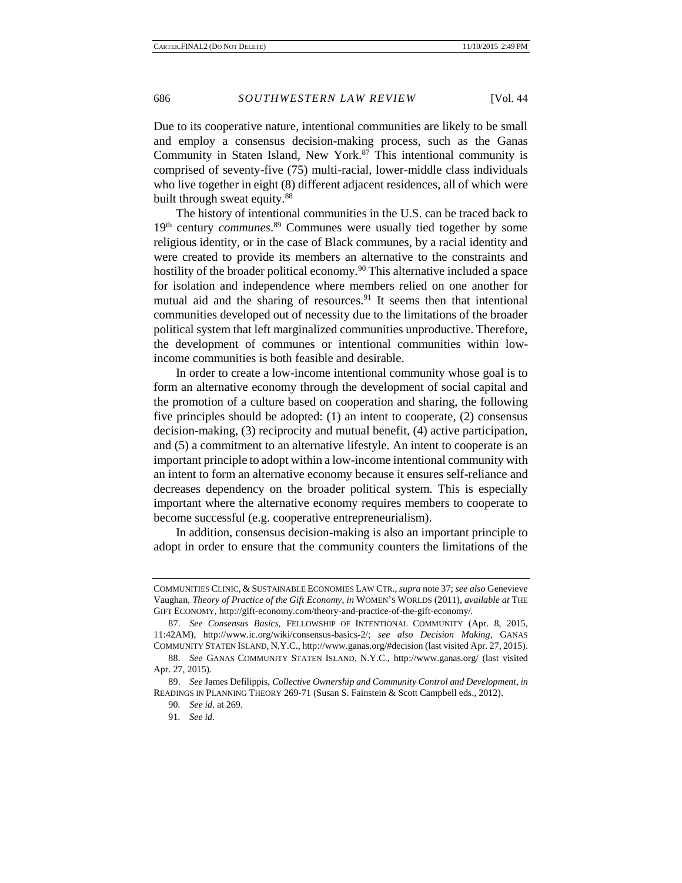Due to its cooperative nature, intentional communities are likely to be small and employ a consensus decision-making process, such as the Ganas Community in Staten Island, New York.[87] This intentional community is comprised of seventy-five (75) multi-racial, lower-middle class individuals who live together in eight (8) different adjacent residences, all of which were built through sweat equity.[88]

The history of intentional communities in the U.S. can be traced back to 19th century *communes*.[89] Communes were usually tied together by some religious identity, or in the case of Black communes, by a racial identity and were created to provide its members an alternative to the constraints and hostility of the broader political economy.[90] This alternative included a space for isolation and independence where members relied on one another for mutual aid and the sharing of resources.[91] It seems then that intentional communities developed out of necessity due to the limitations of the broader political system that left marginalized communities unproductive. Therefore, the development of communes or intentional communities within low-income communities is both feasible and desirable.

In order to create a low-income intentional community whose goal is to form an alternative economy through the development of social capital and the promotion of a culture based on cooperation and sharing, the following five principles should be adopted: (1) an intent to cooperate, (2) consensus decision-making, (3) reciprocity and mutual benefit, (4) active participation, and (5) a commitment to an alternative lifestyle. An intent to cooperate is an important principle to adopt within a low-income intentional community with an intent to form an alternative economy because it ensures self-reliance and decreases dependency on the broader political system. This is especially important where the alternative economy requires members to cooperate to become successful (e.g. cooperative entrepreneurialism).

In addition, consensus decision-making is also an important principle to adopt in order to ensure that the community counters the limitations of the

---

COMMUNITIES CLINIC, & SUSTAINABLE ECONOMIES LAW CTR., *supra* note 37; *see also* Genevieve Vaughan, *Theory of Practice of the Gift Economy*, *in* WOMEN'S WORLDS (2011), *available at* THE GIFT ECONOMY, http://gift-economy.com/theory-and-practice-of-the-gift-economy/.

87. *See Consensus Basics*, FELLOWSHIP OF INTENTIONAL COMMUNITY (Apr. 8, 2015, 11:42AM), http://www.ic.org/wiki/consensus-basics-2/; *see also Decision Making*, GANAS COMMUNITY STATEN ISLAND, N.Y.C., http://www.ganas.org/#decision (last visited Apr. 27, 2015).

88. *See* GANAS COMMUNITY STATEN ISLAND, N.Y.C., http://www.ganas.org/ (last visited Apr. 27, 2015).

89. *See* James Defilippis, *Collective Ownership and Community Control and Development*, *in* READINGS IN PLANNING THEORY 269-71 (Susan S. Fainstein & Scott Campbell eds., 2012).

90. *See id.* at 269.

91. *See id.*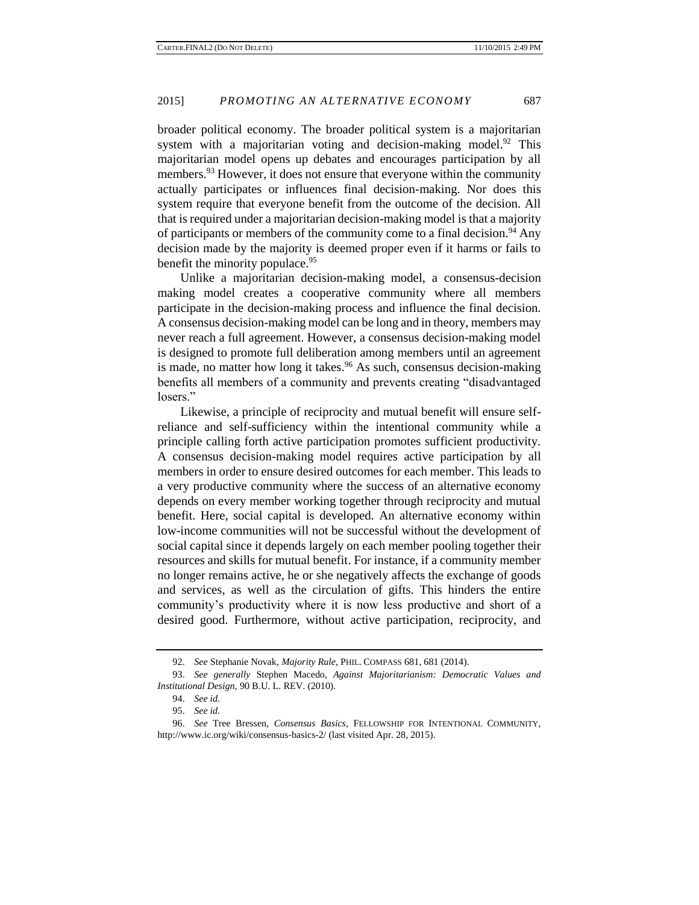broader political economy. The broader political system is a majoritarian system with a majoritarian voting and decision-making model.[92] This majoritarian model opens up debates and encourages participation by all members.[93] However, it does not ensure that everyone within the community actually participates or influences final decision-making. Nor does this system require that everyone benefit from the outcome of the decision. All that is required under a majoritarian decision-making model is that a majority of participants or members of the community come to a final decision.[94] Any decision made by the majority is deemed proper even if it harms or fails to benefit the minority populace.[95]

Unlike a majoritarian decision-making model, a consensus-decision making model creates a cooperative community where all members participate in the decision-making process and influence the final decision. A consensus decision-making model can be long and in theory, members may never reach a full agreement. However, a consensus decision-making model is designed to promote full deliberation among members until an agreement is made, no matter how long it takes.[96] As such, consensus decision-making benefits all members of a community and prevents creating "disadvantaged losers."

Likewise, a principle of reciprocity and mutual benefit will ensure self-reliance and self-sufficiency within the intentional community while a principle calling forth active participation promotes sufficient productivity. A consensus decision-making model requires active participation by all members in order to ensure desired outcomes for each member. This leads to a very productive community where the success of an alternative economy depends on every member working together through reciprocity and mutual benefit. Here, social capital is developed. An alternative economy within low-income communities will not be successful without the development of social capital since it depends largely on each member pooling together their resources and skills for mutual benefit. For instance, if a community member no longer remains active, he or she negatively affects the exchange of goods and services, as well as the circulation of gifts. This hinders the entire community's productivity where it is now less productive and short of a desired good. Furthermore, without active participation, reciprocity, and

---

92. *See* Stephanie Novak, *Majority Rule*, PHIL. COMPASS 681, 681 (2014).

93. *See generally* Stephen Macedo, *Against Majoritarianism: Democratic Values and Institutional Design*, 90 B.U. L. REV. (2010).

94. *See id.*

95. *See id.*

96. *See* Tree Bressen, *Consensus Basics*, FELLOWSHIP FOR INTENTIONAL COMMUNITY, http://www.ic.org/wiki/consensus-basics-2/ (last visited Apr. 28, 2015).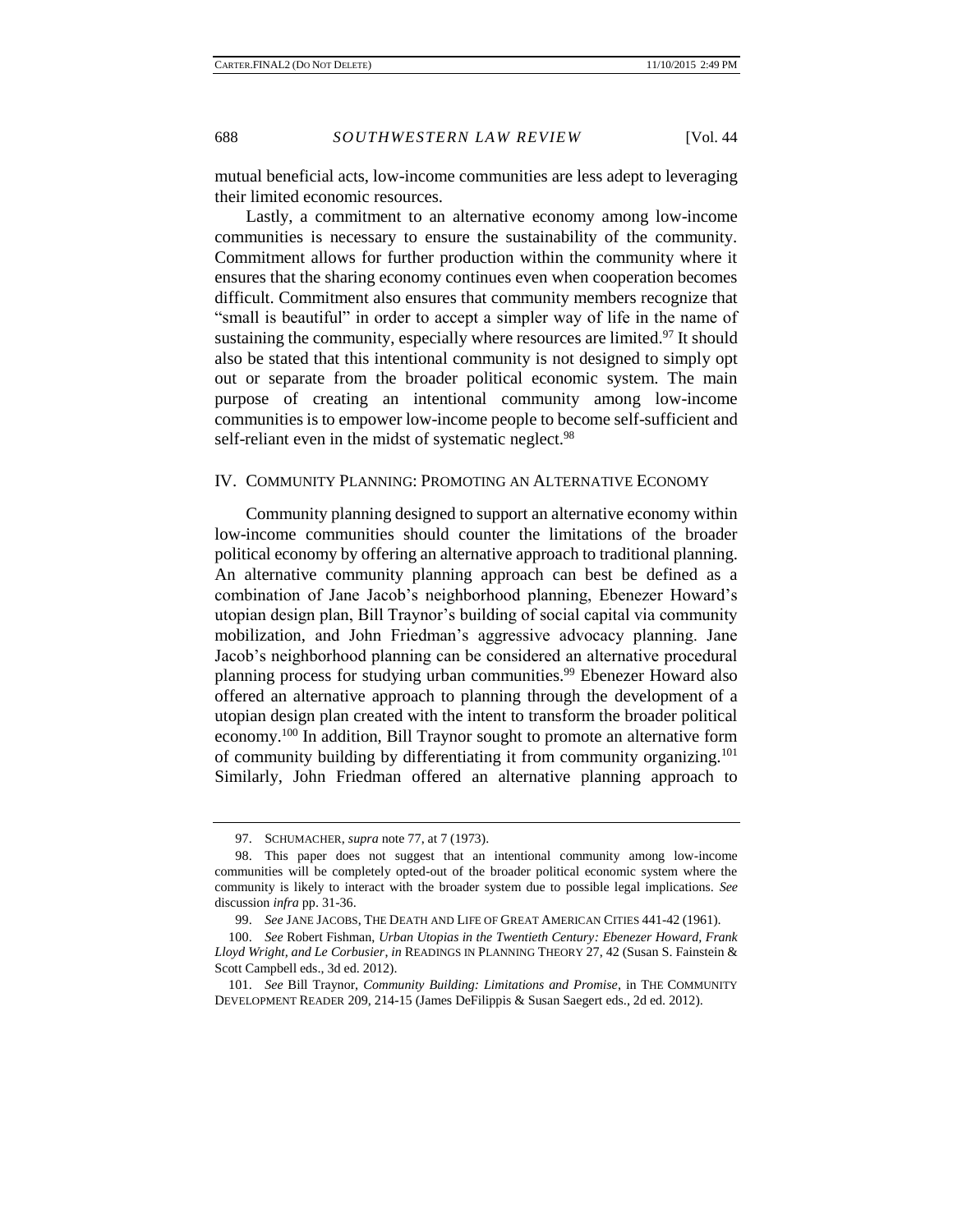mutual beneficial acts, low-income communities are less adept to leveraging their limited economic resources.

Lastly, a commitment to an alternative economy among low-income communities is necessary to ensure the sustainability of the community. Commitment allows for further production within the community where it ensures that the sharing economy continues even when cooperation becomes difficult. Commitment also ensures that community members recognize that "small is beautiful" in order to accept a simpler way of life in the name of sustaining the community, especially where resources are limited.[97] It should also be stated that this intentional community is not designed to simply opt out or separate from the broader political economic system. The main purpose of creating an intentional community among low-income communities is to empower low-income people to become self-sufficient and self-reliant even in the midst of systematic neglect.[98]

## IV. Community Planning: Promoting an Alternative Economy

Community planning designed to support an alternative economy within low-income communities should counter the limitations of the broader political economy by offering an alternative approach to traditional planning. An alternative community planning approach can best be defined as a combination of Jane Jacob's neighborhood planning, Ebenezer Howard's utopian design plan, Bill Traynor's building of social capital via community mobilization, and John Friedman's aggressive advocacy planning. Jane Jacob's neighborhood planning can be considered an alternative procedural planning process for studying urban communities.[99] Ebenezer Howard also offered an alternative approach to planning through the development of a utopian design plan created with the intent to transform the broader political economy.[100] In addition, Bill Traynor sought to promote an alternative form of community building by differentiating it from community organizing.[101] Similarly, John Friedman offered an alternative planning approach to

---

97. Schumacher, *supra* note 77, at 7 (1973).

98. This paper does not suggest that an intentional community among low-income communities will be completely opted-out of the broader political economic system where the community is likely to interact with the broader system due to possible legal implications. *See* discussion *infra* pp. 31-36.

99. *See* Jane Jacobs, The Death and Life of Great American Cities 441-42 (1961).

100. *See* Robert Fishman, *Urban Utopias in the Twentieth Century: Ebenezer Howard, Frank Lloyd Wright, and Le Corbusier*, *in* Readings in Planning Theory 27, 42 (Susan S. Fainstein & Scott Campbell eds., 3d ed. 2012).

101. *See* Bill Traynor, *Community Building: Limitations and Promise*, in The Community Development Reader 209, 214-15 (James DeFilippis & Susan Saegert eds., 2d ed. 2012).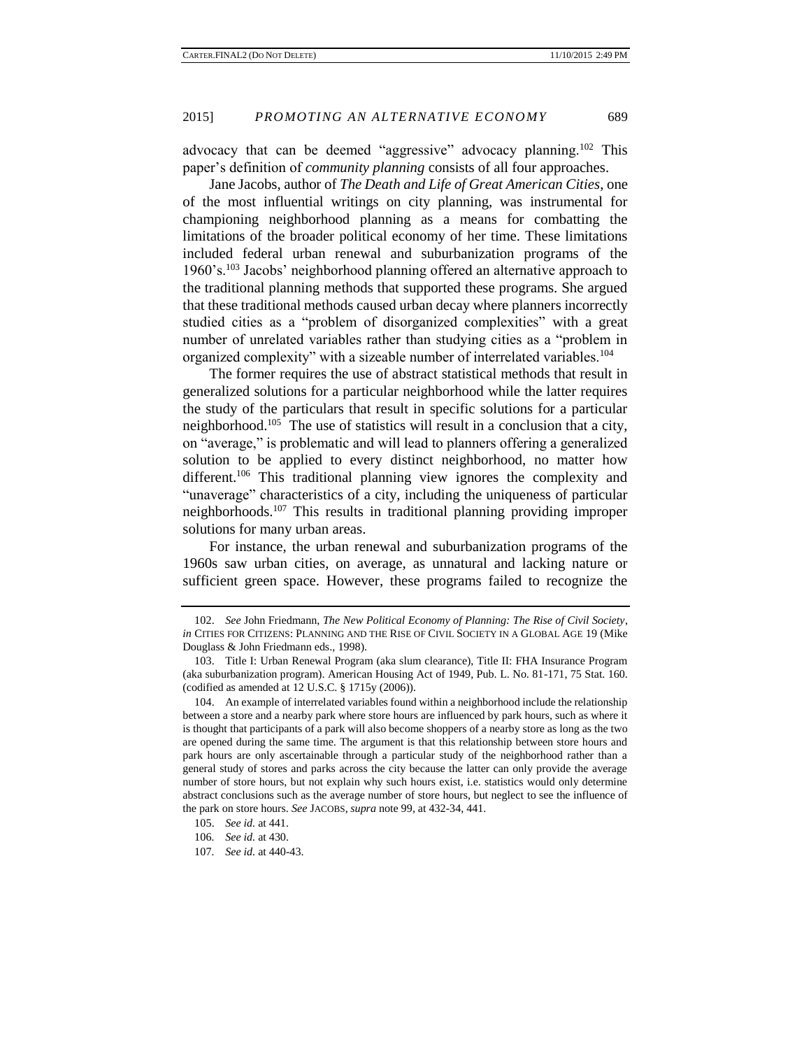advocacy that can be deemed "aggressive" advocacy planning.[102] This paper's definition of *community planning* consists of all four approaches.

Jane Jacobs, author of *The Death and Life of Great American Cities*, one of the most influential writings on city planning, was instrumental for championing neighborhood planning as a means for combatting the limitations of the broader political economy of her time. These limitations included federal urban renewal and suburbanization programs of the 1960's.[103] Jacobs' neighborhood planning offered an alternative approach to the traditional planning methods that supported these programs. She argued that these traditional methods caused urban decay where planners incorrectly studied cities as a "problem of disorganized complexities" with a great number of unrelated variables rather than studying cities as a "problem in organized complexity" with a sizeable number of interrelated variables.[104]

The former requires the use of abstract statistical methods that result in generalized solutions for a particular neighborhood while the latter requires the study of the particulars that result in specific solutions for a particular neighborhood.[105] The use of statistics will result in a conclusion that a city, on "average," is problematic and will lead to planners offering a generalized solution to be applied to every distinct neighborhood, no matter how different.[106] This traditional planning view ignores the complexity and "unaverage" characteristics of a city, including the uniqueness of particular neighborhoods.[107] This results in traditional planning providing improper solutions for many urban areas.

For instance, the urban renewal and suburbanization programs of the 1960s saw urban cities, on average, as unnatural and lacking nature or sufficient green space. However, these programs failed to recognize the

---

102. *See* John Friedmann, *The New Political Economy of Planning: The Rise of Civil Society*, *in* CITIES FOR CITIZENS: PLANNING AND THE RISE OF CIVIL SOCIETY IN A GLOBAL AGE 19 (Mike Douglass & John Friedmann eds., 1998).

103. Title I: Urban Renewal Program (aka slum clearance), Title II: FHA Insurance Program (aka suburbanization program). American Housing Act of 1949, Pub. L. No. 81-171, 75 Stat. 160. (codified as amended at 12 U.S.C. § 1715y (2006)).

104. An example of interrelated variables found within a neighborhood include the relationship between a store and a nearby park where store hours are influenced by park hours, such as where it is thought that participants of a park will also become shoppers of a nearby store as long as the two are opened during the same time. The argument is that this relationship between store hours and park hours are only ascertainable through a particular study of the neighborhood rather than a general study of stores and parks across the city because the latter can only provide the average number of store hours, but not explain why such hours exist, i.e. statistics would only determine abstract conclusions such as the average number of store hours, but neglect to see the influence of the park on store hours. *See* JACOBS, *supra* note 99, at 432-34, 441.

105. *See id.* at 441.

106. *See id.* at 430.

107. *See id.* at 440-43.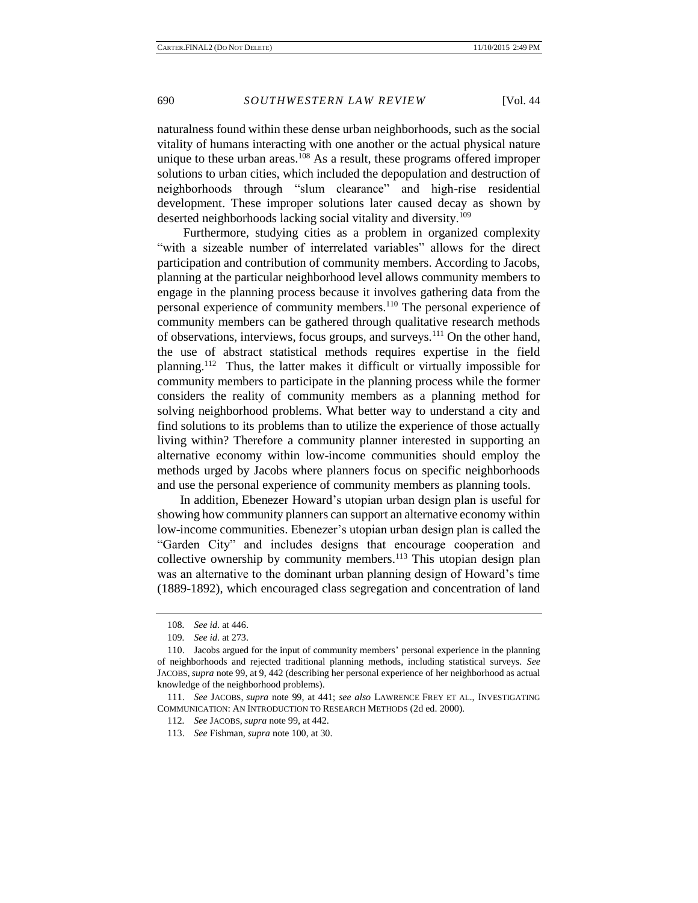naturalness found within these dense urban neighborhoods, such as the social vitality of humans interacting with one another or the actual physical nature unique to these urban areas.[108] As a result, these programs offered improper solutions to urban cities, which included the depopulation and destruction of neighborhoods through "slum clearance" and high-rise residential development. These improper solutions later caused decay as shown by deserted neighborhoods lacking social vitality and diversity.[109]

Furthermore, studying cities as a problem in organized complexity "with a sizeable number of interrelated variables" allows for the direct participation and contribution of community members. According to Jacobs, planning at the particular neighborhood level allows community members to engage in the planning process because it involves gathering data from the personal experience of community members.[110] The personal experience of community members can be gathered through qualitative research methods of observations, interviews, focus groups, and surveys.[111] On the other hand, the use of abstract statistical methods requires expertise in the field planning.[112] Thus, the latter makes it difficult or virtually impossible for community members to participate in the planning process while the former considers the reality of community members as a planning method for solving neighborhood problems. What better way to understand a city and find solutions to its problems than to utilize the experience of those actually living within? Therefore a community planner interested in supporting an alternative economy within low-income communities should employ the methods urged by Jacobs where planners focus on specific neighborhoods and use the personal experience of community members as planning tools.

In addition, Ebenezer Howard's utopian urban design plan is useful for showing how community planners can support an alternative economy within low-income communities. Ebenezer's utopian urban design plan is called the "Garden City" and includes designs that encourage cooperation and collective ownership by community members.[113] This utopian design plan was an alternative to the dominant urban planning design of Howard's time (1889-1892), which encouraged class segregation and concentration of land

---

108. *See id.* at 446.

109. *See id.* at 273.

110. Jacobs argued for the input of community members' personal experience in the planning of neighborhoods and rejected traditional planning methods, including statistical surveys. *See* JACOBS, *supra* note 99, at 9, 442 (describing her personal experience of her neighborhood as actual knowledge of the neighborhood problems).

111. *See* JACOBS, *supra* note 99, at 441; *see also* LAWRENCE FREY ET AL., INVESTIGATING COMMUNICATION: AN INTRODUCTION TO RESEARCH METHODS (2d ed. 2000).

112. *See* JACOBS, *supra* note 99, at 442.

113. *See* Fishman, *supra* note 100, at 30.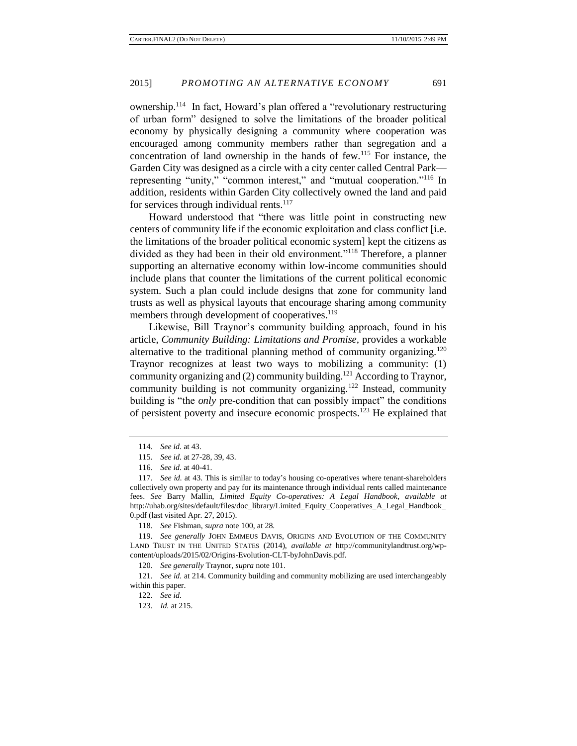ownership.[114] In fact, Howard's plan offered a "revolutionary restructuring of urban form" designed to solve the limitations of the broader political economy by physically designing a community where cooperation was encouraged among community members rather than segregation and a concentration of land ownership in the hands of few.[115] For instance, the Garden City was designed as a circle with a city center called Central Park—representing "unity," "common interest," and "mutual cooperation."[116] In addition, residents within Garden City collectively owned the land and paid for services through individual rents.[117]

Howard understood that "there was little point in constructing new centers of community life if the economic exploitation and class conflict [i.e. the limitations of the broader political economic system] kept the citizens as divided as they had been in their old environment."[118] Therefore, a planner supporting an alternative economy within low-income communities should include plans that counter the limitations of the current political economic system. Such a plan could include designs that zone for community land trusts as well as physical layouts that encourage sharing among community members through development of cooperatives.[119]

Likewise, Bill Traynor's community building approach, found in his article, *Community Building: Limitations and Promise*, provides a workable alternative to the traditional planning method of community organizing.[120] Traynor recognizes at least two ways to mobilizing a community: (1) community organizing and (2) community building.[121] According to Traynor, community building is not community organizing.[122] Instead, community building is "the *only* pre-condition that can possibly impact" the conditions of persistent poverty and insecure economic prospects.[123] He explained that

---

114. *See id.* at 43.

115. *See id.* at 27-28, 39, 43.

116. *See id.* at 40-41.

117. *See id.* at 43. This is similar to today's housing co-operatives where tenant-shareholders collectively own property and pay for its maintenance through individual rents called maintenance fees. *See* Barry Mallin, *Limited Equity Co-operatives: A Legal Handbook*, *available at* http://uhab.org/sites/default/files/doc_library/Limited_Equity_Cooperatives_A_Legal_Handbook_0.pdf (last visited Apr. 27, 2015).

118. *See* Fishman, *supra* note 100, at 28.

119. *See generally* JOHN EMMEUS DAVIS, ORIGINS AND EVOLUTION OF THE COMMUNITY LAND TRUST IN THE UNITED STATES (2014), *available at* http://communitylandtrust.org/wp-content/uploads/2015/02/Origins-Evolution-CLT-byJohnDavis.pdf.

120. *See generally* Traynor, *supra* note 101.

121. *See id.* at 214. Community building and community mobilizing are used interchangeably within this paper.

122. *See id.*

123. *Id.* at 215.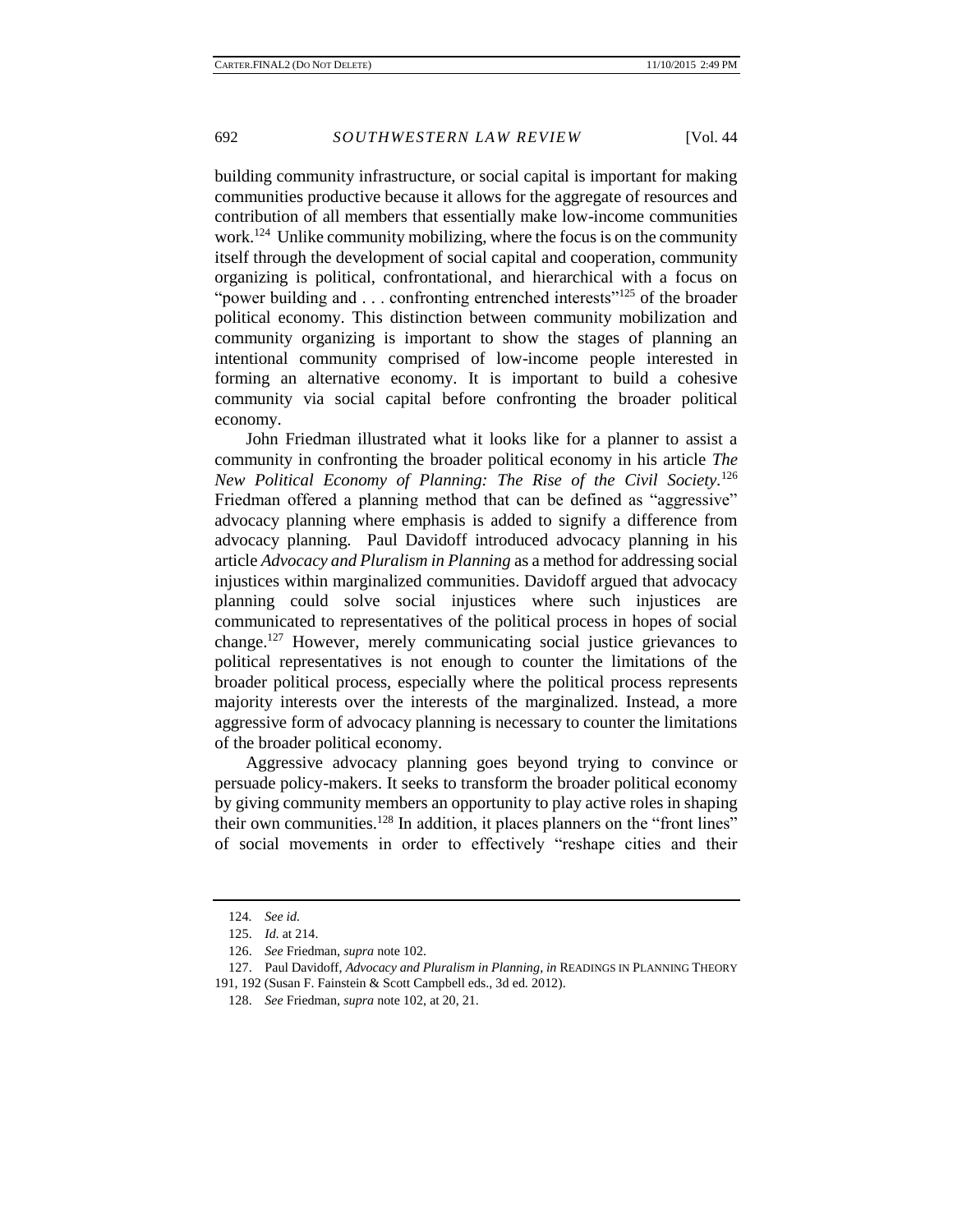building community infrastructure, or social capital is important for making communities productive because it allows for the aggregate of resources and contribution of all members that essentially make low-income communities work.[124] Unlike community mobilizing, where the focus is on the community itself through the development of social capital and cooperation, community organizing is political, confrontational, and hierarchical with a focus on "power building and . . . confronting entrenched interests"[125] of the broader political economy. This distinction between community mobilization and community organizing is important to show the stages of planning an intentional community comprised of low-income people interested in forming an alternative economy. It is important to build a cohesive community via social capital before confronting the broader political economy.

John Friedman illustrated what it looks like for a planner to assist a community in confronting the broader political economy in his article *The New Political Economy of Planning: The Rise of the Civil Society*.[126] Friedman offered a planning method that can be defined as "aggressive" advocacy planning where emphasis is added to signify a difference from advocacy planning. Paul Davidoff introduced advocacy planning in his article *Advocacy and Pluralism in Planning* as a method for addressing social injustices within marginalized communities. Davidoff argued that advocacy planning could solve social injustices where such injustices are communicated to representatives of the political process in hopes of social change.[127] However, merely communicating social justice grievances to political representatives is not enough to counter the limitations of the broader political process, especially where the political process represents majority interests over the interests of the marginalized. Instead, a more aggressive form of advocacy planning is necessary to counter the limitations of the broader political economy.

Aggressive advocacy planning goes beyond trying to convince or persuade policy-makers. It seeks to transform the broader political economy by giving community members an opportunity to play active roles in shaping their own communities.[128] In addition, it places planners on the "front lines" of social movements in order to effectively "reshape cities and their

---

124. *See id.*

125. *Id.* at 214.

126. *See* Friedman, *supra* note 102.

127. Paul Davidoff, *Advocacy and Pluralism in Planning*, *in* READINGS IN PLANNING THEORY 191, 192 (Susan F. Fainstein & Scott Campbell eds., 3d ed. 2012).

128. *See* Friedman, *supra* note 102, at 20, 21.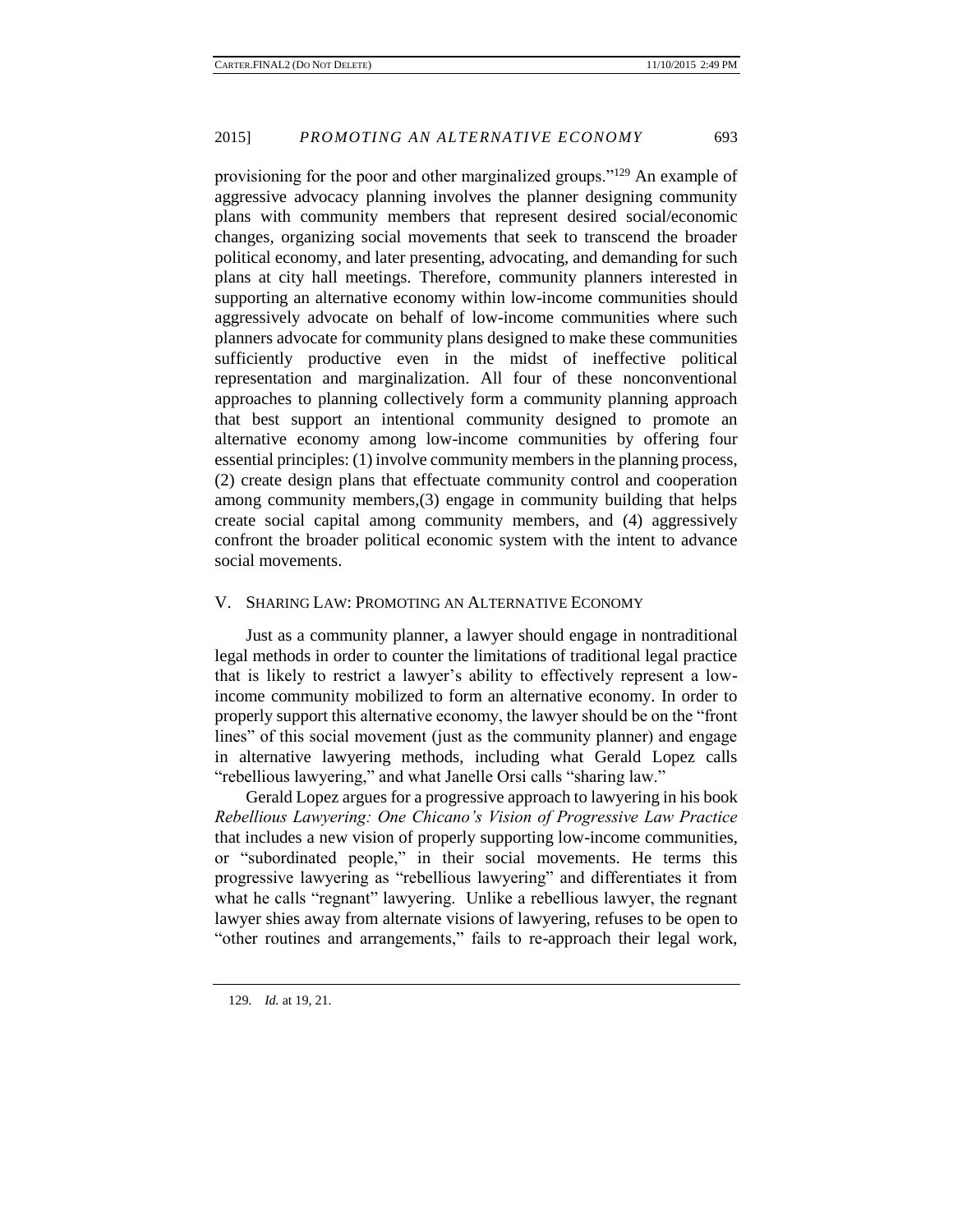provisioning for the poor and other marginalized groups."[129] An example of aggressive advocacy planning involves the planner designing community plans with community members that represent desired social/economic changes, organizing social movements that seek to transcend the broader political economy, and later presenting, advocating, and demanding for such plans at city hall meetings. Therefore, community planners interested in supporting an alternative economy within low-income communities should aggressively advocate on behalf of low-income communities where such planners advocate for community plans designed to make these communities sufficiently productive even in the midst of ineffective political representation and marginalization. All four of these nonconventional approaches to planning collectively form a community planning approach that best support an intentional community designed to promote an alternative economy among low-income communities by offering four essential principles: (1) involve community members in the planning process, (2) create design plans that effectuate community control and cooperation among community members,(3) engage in community building that helps create social capital among community members, and (4) aggressively confront the broader political economic system with the intent to advance social movements.

## V. SHARING LAW: PROMOTING AN ALTERNATIVE ECONOMY

Just as a community planner, a lawyer should engage in nontraditional legal methods in order to counter the limitations of traditional legal practice that is likely to restrict a lawyer's ability to effectively represent a low-income community mobilized to form an alternative economy. In order to properly support this alternative economy, the lawyer should be on the "front lines" of this social movement (just as the community planner) and engage in alternative lawyering methods, including what Gerald Lopez calls "rebellious lawyering," and what Janelle Orsi calls "sharing law."

Gerald Lopez argues for a progressive approach to lawyering in his book *Rebellious Lawyering: One Chicano's Vision of Progressive Law Practice* that includes a new vision of properly supporting low-income communities, or "subordinated people," in their social movements. He terms this progressive lawyering as "rebellious lawyering" and differentiates it from what he calls "regnant" lawyering. Unlike a rebellious lawyer, the regnant lawyer shies away from alternate visions of lawyering, refuses to be open to "other routines and arrangements," fails to re-approach their legal work,

129. *Id.* at 19, 21.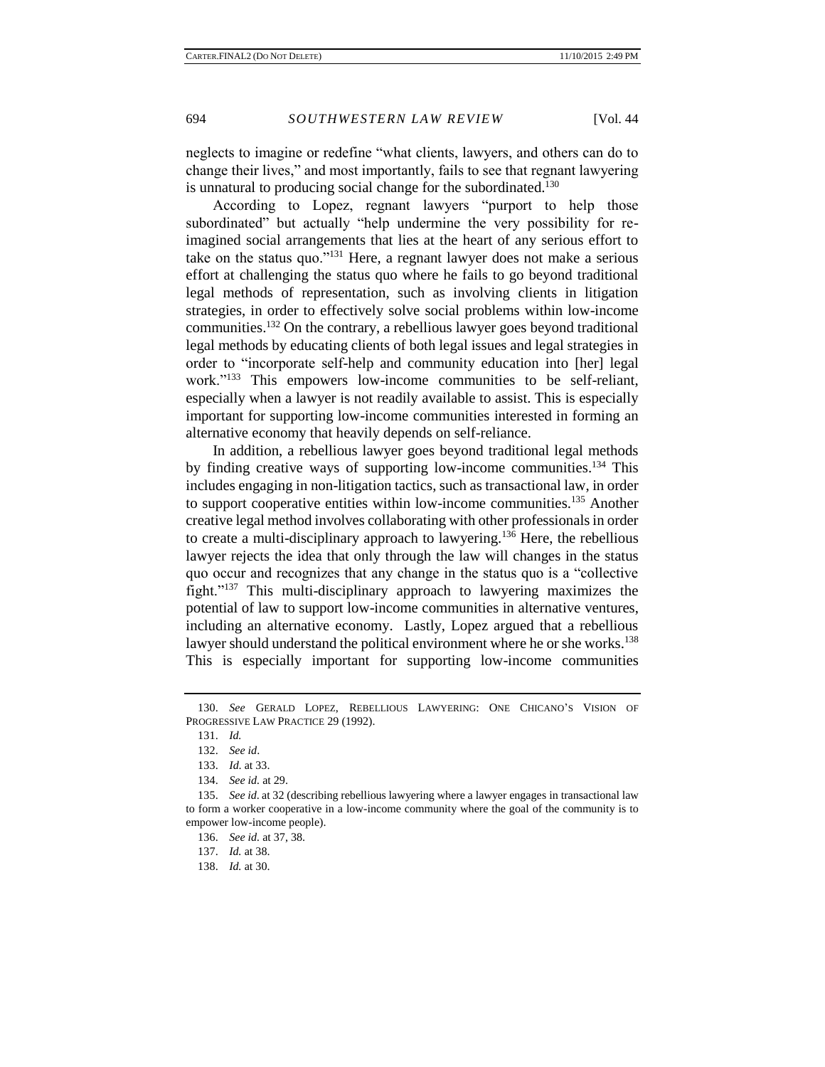neglects to imagine or redefine "what clients, lawyers, and others can do to change their lives," and most importantly, fails to see that regnant lawyering is unnatural to producing social change for the subordinated.[130]

According to Lopez, regnant lawyers "purport to help those subordinated" but actually "help undermine the very possibility for re-imagined social arrangements that lies at the heart of any serious effort to take on the status quo."[131] Here, a regnant lawyer does not make a serious effort at challenging the status quo where he fails to go beyond traditional legal methods of representation, such as involving clients in litigation strategies, in order to effectively solve social problems within low-income communities.[132] On the contrary, a rebellious lawyer goes beyond traditional legal methods by educating clients of both legal issues and legal strategies in order to "incorporate self-help and community education into [her] legal work."[133] This empowers low-income communities to be self-reliant, especially when a lawyer is not readily available to assist. This is especially important for supporting low-income communities interested in forming an alternative economy that heavily depends on self-reliance.

In addition, a rebellious lawyer goes beyond traditional legal methods by finding creative ways of supporting low-income communities.[134] This includes engaging in non-litigation tactics, such as transactional law, in order to support cooperative entities within low-income communities.[135] Another creative legal method involves collaborating with other professionals in order to create a multi-disciplinary approach to lawyering.[136] Here, the rebellious lawyer rejects the idea that only through the law will changes in the status quo occur and recognizes that any change in the status quo is a "collective fight."[137] This multi-disciplinary approach to lawyering maximizes the potential of law to support low-income communities in alternative ventures, including an alternative economy. Lastly, Lopez argued that a rebellious lawyer should understand the political environment where he or she works.[138] This is especially important for supporting low-income communities

---

130. *See* GERALD LOPEZ, REBELLIOUS LAWYERING: ONE CHICANO'S VISION OF PROGRESSIVE LAW PRACTICE 29 (1992).

131. *Id.*

132. *See id*.

133. *Id.* at 33.

134. *See id.* at 29.

135. *See id*. at 32 (describing rebellious lawyering where a lawyer engages in transactional law to form a worker cooperative in a low-income community where the goal of the community is to empower low-income people).

136. *See id.* at 37, 38.

137. *Id.* at 38.

138. *Id.* at 30.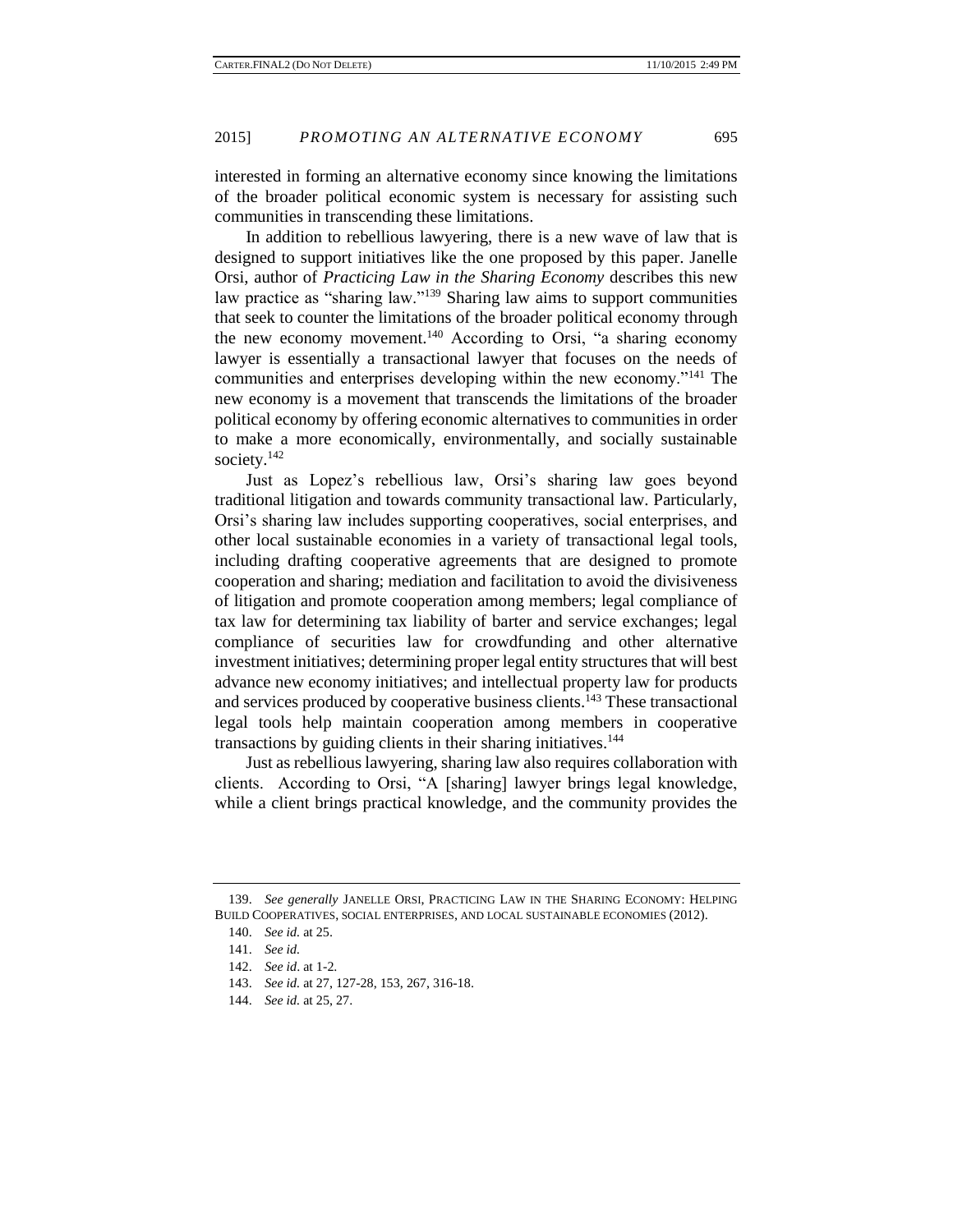interested in forming an alternative economy since knowing the limitations of the broader political economic system is necessary for assisting such communities in transcending these limitations.

In addition to rebellious lawyering, there is a new wave of law that is designed to support initiatives like the one proposed by this paper. Janelle Orsi, author of *Practicing Law in the Sharing Economy* describes this new law practice as "sharing law."[139] Sharing law aims to support communities that seek to counter the limitations of the broader political economy through the new economy movement.[140] According to Orsi, "a sharing economy lawyer is essentially a transactional lawyer that focuses on the needs of communities and enterprises developing within the new economy."[141] The new economy is a movement that transcends the limitations of the broader political economy by offering economic alternatives to communities in order to make a more economically, environmentally, and socially sustainable society.[142]

Just as Lopez's rebellious law, Orsi's sharing law goes beyond traditional litigation and towards community transactional law. Particularly, Orsi's sharing law includes supporting cooperatives, social enterprises, and other local sustainable economies in a variety of transactional legal tools, including drafting cooperative agreements that are designed to promote cooperation and sharing; mediation and facilitation to avoid the divisiveness of litigation and promote cooperation among members; legal compliance of tax law for determining tax liability of barter and service exchanges; legal compliance of securities law for crowdfunding and other alternative investment initiatives; determining proper legal entity structures that will best advance new economy initiatives; and intellectual property law for products and services produced by cooperative business clients.[143] These transactional legal tools help maintain cooperation among members in cooperative transactions by guiding clients in their sharing initiatives.[144]

Just as rebellious lawyering, sharing law also requires collaboration with clients. According to Orsi, "A [sharing] lawyer brings legal knowledge, while a client brings practical knowledge, and the community provides the

---

139. *See generally* JANELLE ORSI, PRACTICING LAW IN THE SHARING ECONOMY: HELPING BUILD COOPERATIVES, SOCIAL ENTERPRISES, AND LOCAL SUSTAINABLE ECONOMIES (2012).

140. *See id.* at 25.

141. *See id.*

142. *See id*. at 1-2.

143. *See id.* at 27, 127-28, 153, 267, 316-18.

144. *See id.* at 25, 27.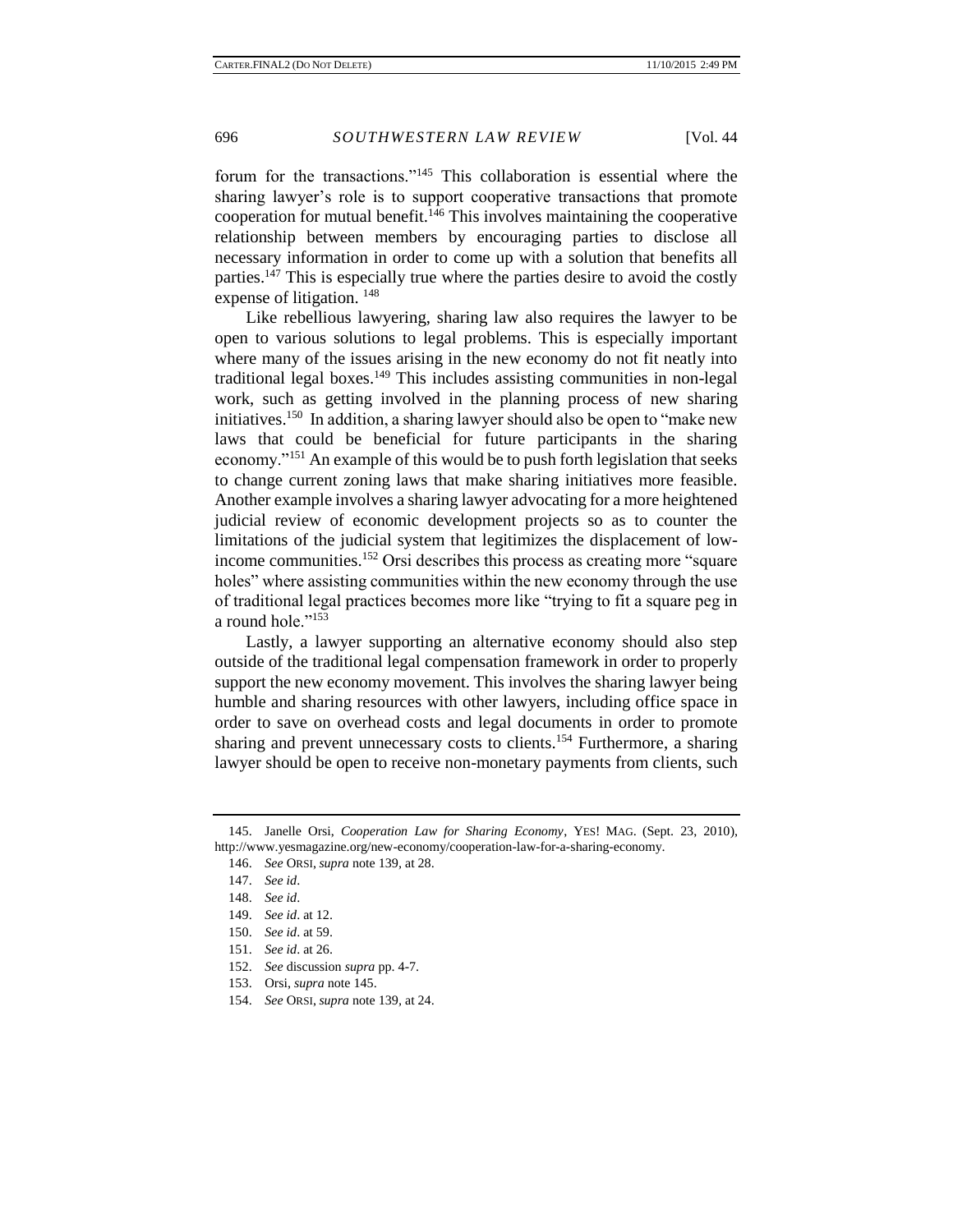forum for the transactions."[145] This collaboration is essential where the sharing lawyer's role is to support cooperative transactions that promote cooperation for mutual benefit.[146] This involves maintaining the cooperative relationship between members by encouraging parties to disclose all necessary information in order to come up with a solution that benefits all parties.[147] This is especially true where the parties desire to avoid the costly expense of litigation.[148]

Like rebellious lawyering, sharing law also requires the lawyer to be open to various solutions to legal problems. This is especially important where many of the issues arising in the new economy do not fit neatly into traditional legal boxes.[149] This includes assisting communities in non-legal work, such as getting involved in the planning process of new sharing initiatives.[150] In addition, a sharing lawyer should also be open to "make new laws that could be beneficial for future participants in the sharing economy."[151] An example of this would be to push forth legislation that seeks to change current zoning laws that make sharing initiatives more feasible. Another example involves a sharing lawyer advocating for a more heightened judicial review of economic development projects so as to counter the limitations of the judicial system that legitimizes the displacement of low-income communities.[152] Orsi describes this process as creating more "square holes" where assisting communities within the new economy through the use of traditional legal practices becomes more like "trying to fit a square peg in a round hole."[153]

Lastly, a lawyer supporting an alternative economy should also step outside of the traditional legal compensation framework in order to properly support the new economy movement. This involves the sharing lawyer being humble and sharing resources with other lawyers, including office space in order to save on overhead costs and legal documents in order to promote sharing and prevent unnecessary costs to clients.[154] Furthermore, a sharing lawyer should be open to receive non-monetary payments from clients, such

145. Janelle Orsi, *Cooperation Law for Sharing Economy*, YES! MAG. (Sept. 23, 2010), http://www.yesmagazine.org/new-economy/cooperation-law-for-a-sharing-economy.

146. *See* ORSI, *supra* note 139, at 28.

147. *See id*.

148. *See id*.

149. *See id*. at 12.

150. *See id*. at 59.

151. *See id*. at 26.

152. *See* discussion *supra* pp. 4-7.

153. Orsi, *supra* note 145.

154. *See* ORSI, *supra* note 139, at 24.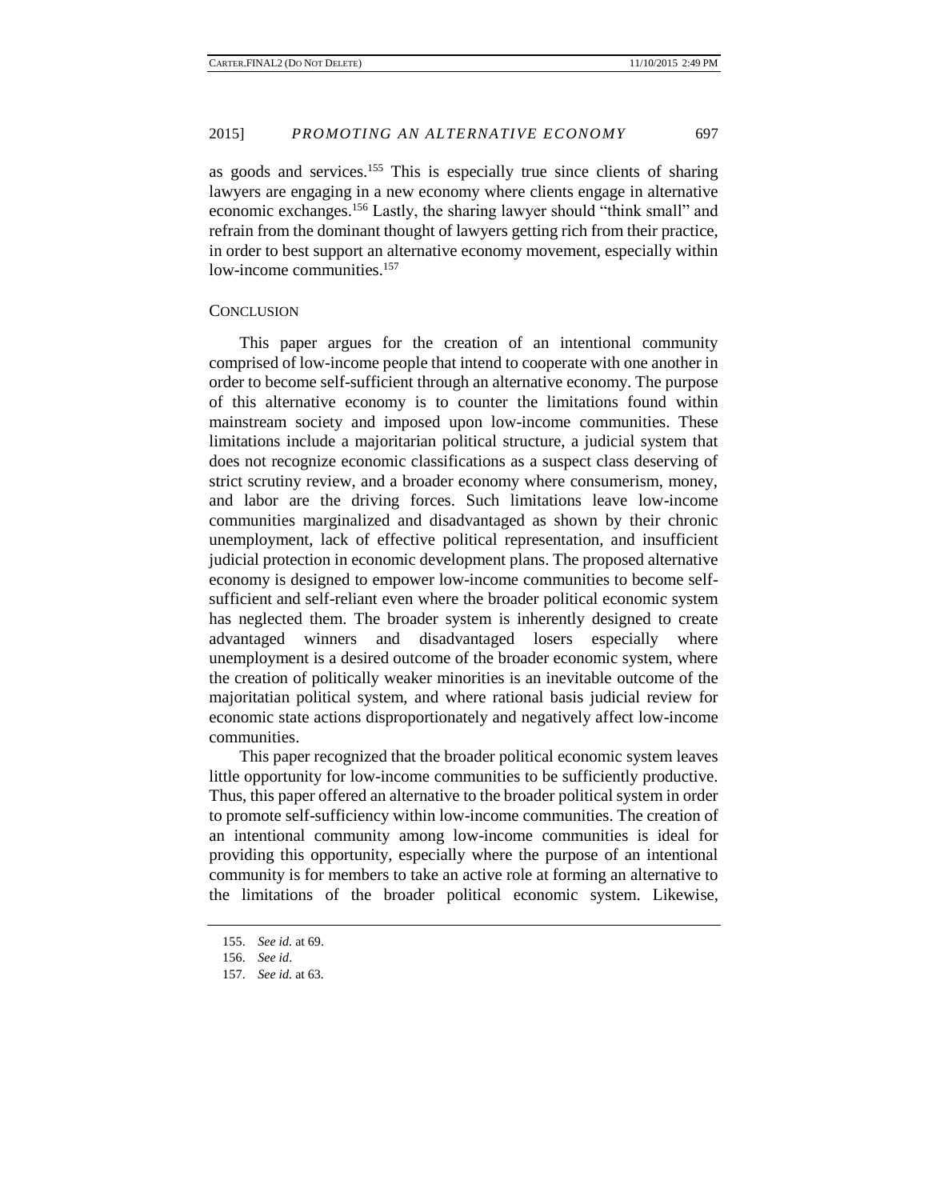as goods and services.[155] This is especially true since clients of sharing lawyers are engaging in a new economy where clients engage in alternative economic exchanges.[156] Lastly, the sharing lawyer should "think small" and refrain from the dominant thought of lawyers getting rich from their practice, in order to best support an alternative economy movement, especially within low-income communities.[157]

## CONCLUSION

This paper argues for the creation of an intentional community comprised of low-income people that intend to cooperate with one another in order to become self-sufficient through an alternative economy. The purpose of this alternative economy is to counter the limitations found within mainstream society and imposed upon low-income communities. These limitations include a majoritarian political structure, a judicial system that does not recognize economic classifications as a suspect class deserving of strict scrutiny review, and a broader economy where consumerism, money, and labor are the driving forces. Such limitations leave low-income communities marginalized and disadvantaged as shown by their chronic unemployment, lack of effective political representation, and insufficient judicial protection in economic development plans. The proposed alternative economy is designed to empower low-income communities to become self-sufficient and self-reliant even where the broader political economic system has neglected them. The broader system is inherently designed to create advantaged winners and disadvantaged losers especially where unemployment is a desired outcome of the broader economic system, where the creation of politically weaker minorities is an inevitable outcome of the majoritatian political system, and where rational basis judicial review for economic state actions disproportionately and negatively affect low-income communities.

This paper recognized that the broader political economic system leaves little opportunity for low-income communities to be sufficiently productive. Thus, this paper offered an alternative to the broader political system in order to promote self-sufficiency within low-income communities. The creation of an intentional community among low-income communities is ideal for providing this opportunity, especially where the purpose of an intentional community is for members to take an active role at forming an alternative to the limitations of the broader political economic system. Likewise,

155. *See id.* at 69.

156. *See id*.

157. *See id.* at 63.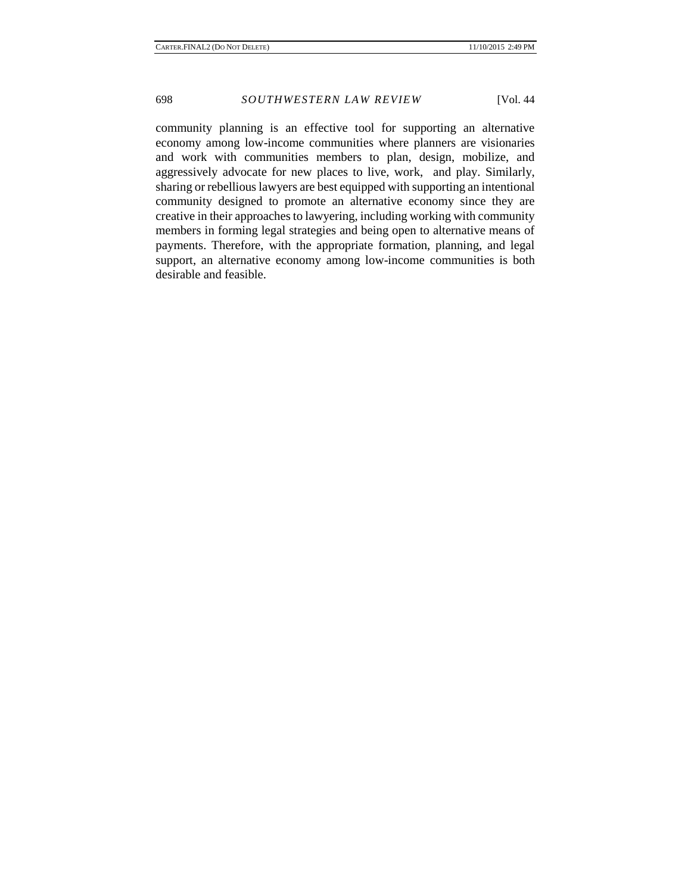community planning is an effective tool for supporting an alternative economy among low-income communities where planners are visionaries and work with communities members to plan, design, mobilize, and aggressively advocate for new places to live, work, and play. Similarly, sharing or rebellious lawyers are best equipped with supporting an intentional community designed to promote an alternative economy since they are creative in their approaches to lawyering, including working with community members in forming legal strategies and being open to alternative means of payments. Therefore, with the appropriate formation, planning, and legal support, an alternative economy among low-income communities is both desirable and feasible.